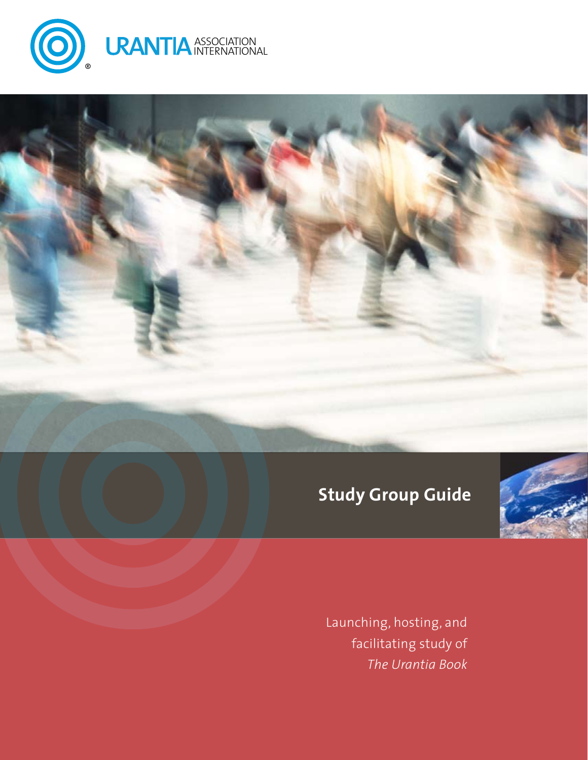URANTIA ASSOCIATION INTERNATIONAL

# Study Group Guide

Launching, hosting, and facilitating study of *The Urantia Book*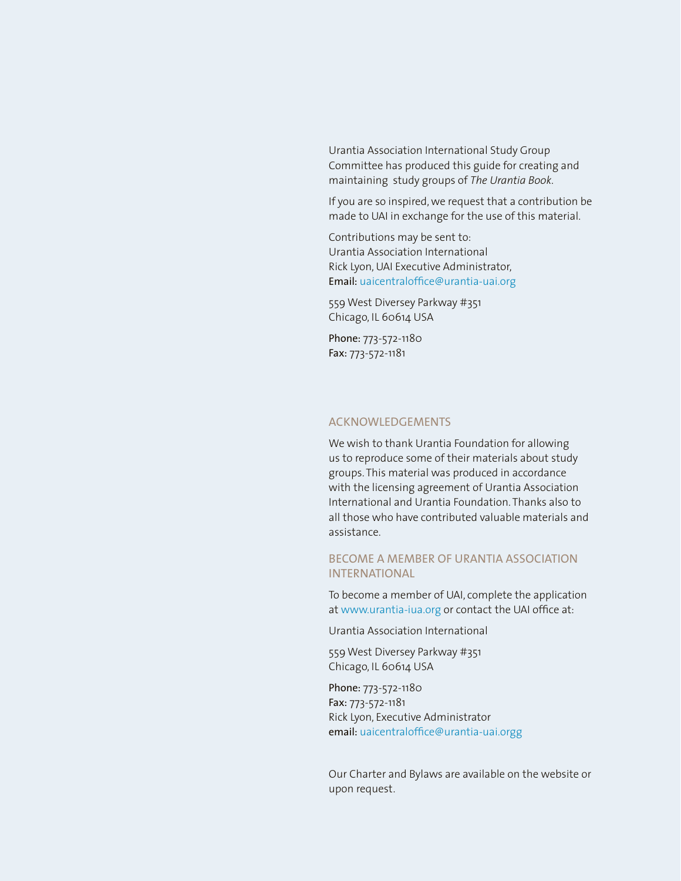Urantia Association International Study Group Committee has produced this guide for creating and maintaining study groups of *The Urantia Book*.

If you are so inspired, we request that a contribution be made to UAI in exchange for the use of this material.

Contributions may be sent to:
Urantia Association International
Rick Lyon, UAI Executive Administrator,
Email: uaicentraloffice@urantia-uai.org

559 West Diversey Parkway #351
Chicago, IL 60614 USA

Phone: 773-572-1180
Fax: 773-572-1181

## ACKNOWLEDGEMENTS

We wish to thank Urantia Foundation for allowing us to reproduce some of their materials about study groups. This material was produced in accordance with the licensing agreement of Urantia Association International and Urantia Foundation. Thanks also to all those who have contributed valuable materials and assistance.

## BECOME A MEMBER OF URANTIA ASSOCIATION INTERNATIONAL

To become a member of UAI, complete the application at www.urantia-iua.org or contact the UAI office at:

Urantia Association International

559 West Diversey Parkway #351
Chicago, IL 60614 USA

Phone: 773-572-1180
Fax: 773-572-1181
Rick Lyon, Executive Administrator
email: uaicentraloffice@urantia-uai.orgg

Our Charter and Bylaws are available on the website or upon request.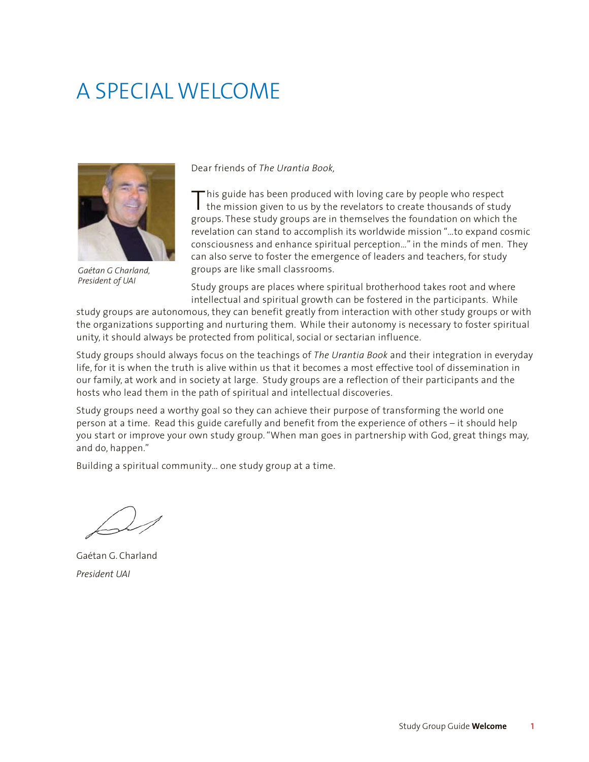# A SPECIAL WELCOME

*Gaétan G Charland, President of UAI*

Dear friends of *The Urantia Book,*

This guide has been produced with loving care by people who respect the mission given to us by the revelators to create thousands of study groups. These study groups are in themselves the foundation on which the revelation can stand to accomplish its worldwide mission "...to expand cosmic consciousness and enhance spiritual perception..." in the minds of men. They can also serve to foster the emergence of leaders and teachers, for study groups are like small classrooms.

Study groups are places where spiritual brotherhood takes root and where intellectual and spiritual growth can be fostered in the participants. While study groups are autonomous, they can benefit greatly from interaction with other study groups or with the organizations supporting and nurturing them. While their autonomy is necessary to foster spiritual unity, it should always be protected from political, social or sectarian influence.

Study groups should always focus on the teachings of *The Urantia Book* and their integration in everyday life, for it is when the truth is alive within us that it becomes a most effective tool of dissemination in our family, at work and in society at large. Study groups are a reflection of their participants and the hosts who lead them in the path of spiritual and intellectual discoveries.

Study groups need a worthy goal so they can achieve their purpose of transforming the world one person at a time. Read this guide carefully and benefit from the experience of others – it should help you start or improve your own study group. "When man goes in partnership with God, great things may, and do, happen."

Building a spiritual community... one study group at a time.

Gaétan G. Charland

*President UAI*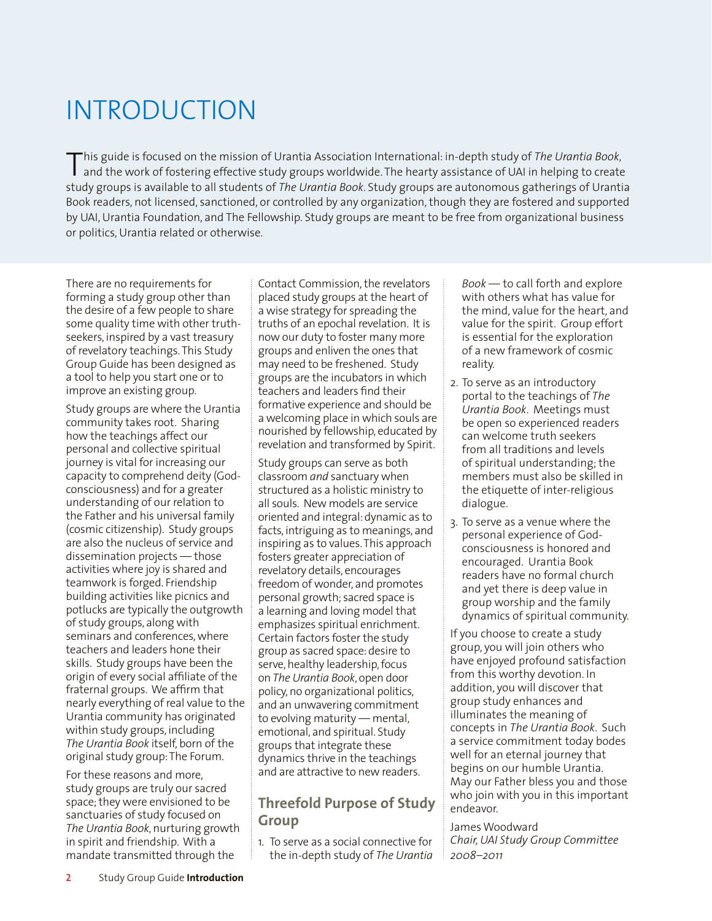# INTRODUCTION

This guide is focused on the mission of Urantia Association International: in-depth study of *The Urantia Book*, and the work of fostering effective study groups worldwide. The hearty assistance of UAI in helping to create study groups is available to all students of *The Urantia Book*. Study groups are autonomous gatherings of Urantia Book readers, not licensed, sanctioned, or controlled by any organization, though they are fostered and supported by UAI, Urantia Foundation, and The Fellowship. Study groups are meant to be free from organizational business or politics, Urantia related or otherwise.

There are no requirements for forming a study group other than the desire of a few people to share some quality time with other truth-seekers, inspired by a vast treasury of revelatory teachings. This Study Group Guide has been designed as a tool to help you start one or to improve an existing group.

Study groups are where the Urantia community takes root. Sharing how the teachings affect our personal and collective spiritual journey is vital for increasing our capacity to comprehend deity (God-consciousness) and for a greater understanding of our relation to the Father and his universal family (cosmic citizenship). Study groups are also the nucleus of service and dissemination projects — those activities where joy is shared and teamwork is forged. Friendship building activities like picnics and potlucks are typically the outgrowth of study groups, along with seminars and conferences, where teachers and leaders hone their skills. Study groups have been the origin of every social affiliate of the fraternal groups. We affirm that nearly everything of real value to the Urantia community has originated within study groups, including *The Urantia Book* itself, born of the original study group: The Forum.

For these reasons and more, study groups are truly our sacred space; they were envisioned to be sanctuaries of study focused on *The Urantia Book*, nurturing growth in spirit and friendship. With a mandate transmitted through the Contact Commission, the revelators placed study groups at the heart of a wise strategy for spreading the truths of an epochal revelation. It is now our duty to foster many more groups and enliven the ones that may need to be freshened. Study groups are the incubators in which teachers and leaders find their formative experience and should be a welcoming place in which souls are nourished by fellowship, educated by revelation and transformed by Spirit.

Study groups can serve as both classroom *and* sanctuary when structured as a holistic ministry to all souls. New models are service oriented and integral: dynamic as to facts, intriguing as to meanings, and inspiring as to values. This approach fosters greater appreciation of revelatory details, encourages freedom of wonder, and promotes personal growth; sacred space is a learning and loving model that emphasizes spiritual enrichment. Certain factors foster the study group as sacred space: desire to serve, healthy leadership, focus on *The Urantia Book*, open door policy, no organizational politics, and an unwavering commitment to evolving maturity — mental, emotional, and spiritual. Study groups that integrate these dynamics thrive in the teachings and are attractive to new readers.

## Threefold Purpose of Study Group

1. To serve as a social connective for the in-depth study of *The Urantia Book* — to call forth and explore with others what has value for the mind, value for the heart, and value for the spirit. Group effort is essential for the exploration of a new framework of cosmic reality.
2. To serve as an introductory portal to the teachings of *The Urantia Book*. Meetings must be open so experienced readers can welcome truth seekers from all traditions and levels of spiritual understanding; the members must also be skilled in the etiquette of inter-religious dialogue.
3. To serve as a venue where the personal experience of God-consciousness is honored and encouraged. Urantia Book readers have no formal church and yet there is deep value in group worship and the family dynamics of spiritual community.

If you choose to create a study group, you will join others who have enjoyed profound satisfaction from this worthy devotion. In addition, you will discover that group study enhances and illuminates the meaning of concepts in *The Urantia Book*. Such a service commitment today bodes well for an eternal journey that begins on our humble Urantia. May our Father bless you and those who join with you in this important endeavor.

James Woodward
*Chair, UAI Study Group Committee 2008–2011*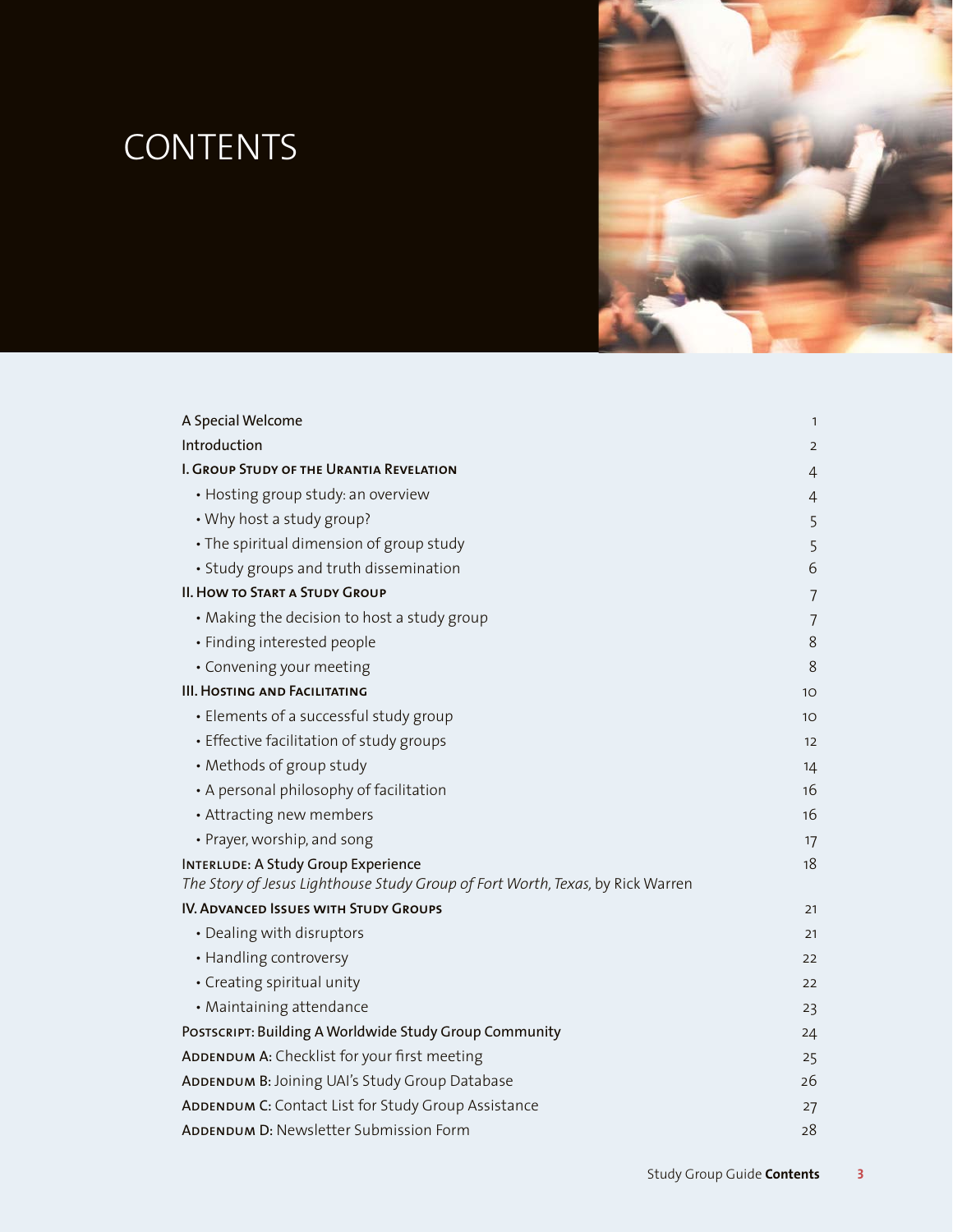# CONTENTS

| | |
|---|---|
| A Special Welcome | 1 |
| Introduction | 2 |
| **I. Group Study of the Urantia Revelation** | 4 |
| • Hosting group study: an overview | 4 |
| • Why host a study group? | 5 |
| • The spiritual dimension of group study | 5 |
| • Study groups and truth dissemination | 6 |
| **II. How to Start a Study Group** | 7 |
| • Making the decision to host a study group | 7 |
| • Finding interested people | 8 |
| • Convening your meeting | 8 |
| **III. Hosting and Facilitating** | 10 |
| • Elements of a successful study group | 10 |
| • Effective facilitation of study groups | 12 |
| • Methods of group study | 14 |
| • A personal philosophy of facilitation | 16 |
| • Attracting new members | 16 |
| • Prayer, worship, and song | 17 |
| Interlude: A Study Group Experience<br>*The Story of Jesus Lighthouse Study Group of Fort Worth, Texas,* by Rick Warren | 18 |
| **IV. Advanced Issues with Study Groups** | 21 |
| • Dealing with disruptors | 21 |
| • Handling controversy | 22 |
| • Creating spiritual unity | 22 |
| • Maintaining attendance | 23 |
| Postscript: Building A Worldwide Study Group Community | 24 |
| Addendum A: Checklist for your first meeting | 25 |
| Addendum B: Joining UAI's Study Group Database | 26 |
| Addendum C: Contact List for Study Group Assistance | 27 |
| Addendum D: Newsletter Submission Form | 28 |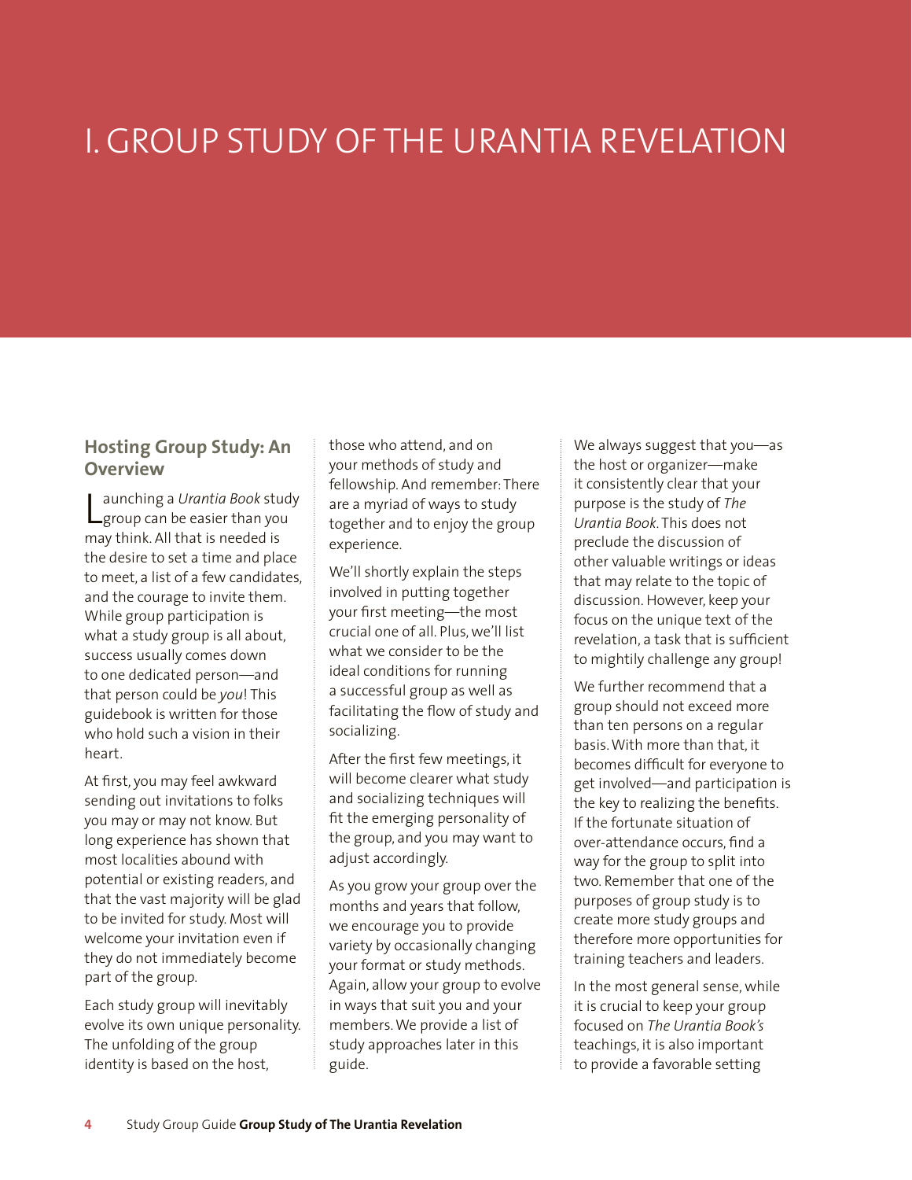# I. GROUP STUDY OF THE URANTIA REVELATION

## Hosting Group Study: An Overview

Launching a *Urantia Book* study group can be easier than you may think. All that is needed is the desire to set a time and place to meet, a list of a few candidates, and the courage to invite them. While group participation is what a study group is all about, success usually comes down to one dedicated person—and that person could be *you*! This guidebook is written for those who hold such a vision in their heart.

At first, you may feel awkward sending out invitations to folks you may or may not know. But long experience has shown that most localities abound with potential or existing readers, and that the vast majority will be glad to be invited for study. Most will welcome your invitation even if they do not immediately become part of the group.

Each study group will inevitably evolve its own unique personality. The unfolding of the group identity is based on the host, those who attend, and on your methods of study and fellowship. And remember: There are a myriad of ways to study together and to enjoy the group experience.

We'll shortly explain the steps involved in putting together your first meeting—the most crucial one of all. Plus, we'll list what we consider to be the ideal conditions for running a successful group as well as facilitating the flow of study and socializing.

After the first few meetings, it will become clearer what study and socializing techniques will fit the emerging personality of the group, and you may want to adjust accordingly.

As you grow your group over the months and years that follow, we encourage you to provide variety by occasionally changing your format or study methods. Again, allow your group to evolve in ways that suit you and your members. We provide a list of study approaches later in this guide.

We always suggest that you—as the host or organizer—make it consistently clear that your purpose is the study of *The Urantia Book*. This does not preclude the discussion of other valuable writings or ideas that may relate to the topic of discussion. However, keep your focus on the unique text of the revelation, a task that is sufficient to mightily challenge any group!

We further recommend that a group should not exceed more than ten persons on a regular basis. With more than that, it becomes difficult for everyone to get involved—and participation is the key to realizing the benefits. If the fortunate situation of over-attendance occurs, find a way for the group to split into two. Remember that one of the purposes of group study is to create more study groups and therefore more opportunities for training teachers and leaders.

In the most general sense, while it is crucial to keep your group focused on *The Urantia Book's* teachings, it is also important to provide a favorable setting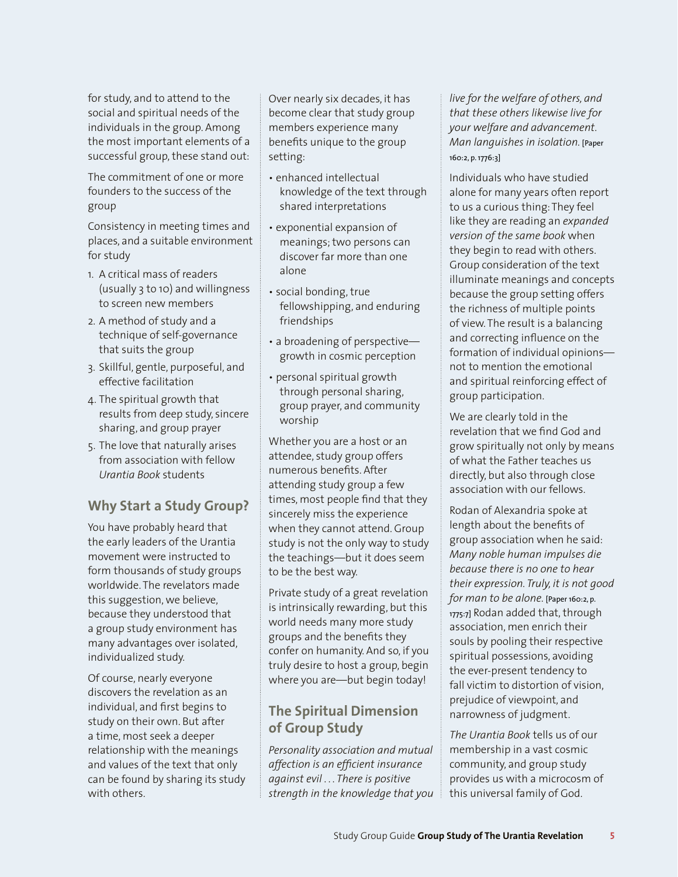for study, and to attend to the social and spiritual needs of the individuals in the group. Among the most important elements of a successful group, these stand out:

The commitment of one or more founders to the success of the group

Consistency in meeting times and places, and a suitable environment for study

1. A critical mass of readers (usually 3 to 10) and willingness to screen new members
2. A method of study and a technique of self-governance that suits the group
3. Skillful, gentle, purposeful, and effective facilitation
4. The spiritual growth that results from deep study, sincere sharing, and group prayer
5. The love that naturally arises from association with fellow *Urantia Book* students

## Why Start a Study Group?

You have probably heard that the early leaders of the Urantia movement were instructed to form thousands of study groups worldwide. The revelators made this suggestion, we believe, because they understood that a group study environment has many advantages over isolated, individualized study.

Of course, nearly everyone discovers the revelation as an individual, and first begins to study on their own. But after a time, most seek a deeper relationship with the meanings and values of the text that only can be found by sharing its study with others.

Over nearly six decades, it has become clear that study group members experience many benefits unique to the group setting:

- enhanced intellectual knowledge of the text through shared interpretations
- exponential expansion of meanings; two persons can discover far more than one alone
- social bonding, true fellowshipping, and enduring friendships
- a broadening of perspective—growth in cosmic perception
- personal spiritual growth through personal sharing, group prayer, and community worship

Whether you are a host or an attendee, study group offers numerous benefits. After attending study group a few times, most people find that they sincerely miss the experience when they cannot attend. Group study is not the only way to study the teachings—but it does seem to be the best way.

Private study of a great revelation is intrinsically rewarding, but this world needs many more study groups and the benefits they confer on humanity. And so, if you truly desire to host a group, begin where you are—but begin today!

## The Spiritual Dimension of Group Study

*Personality association and mutual affection is an efficient insurance against evil . . . There is positive strength in the knowledge that you live for the welfare of others, and that these others likewise live for your welfare and advancement. Man languishes in isolation.* [Paper 160:2, p. 1776:3]

Individuals who have studied alone for many years often report to us a curious thing: They feel like they are reading an *expanded version of the same book* when they begin to read with others. Group consideration of the text illuminate meanings and concepts because the group setting offers the richness of multiple points of view. The result is a balancing and correcting influence on the formation of individual opinions—not to mention the emotional and spiritual reinforcing effect of group participation.

We are clearly told in the revelation that we find God and grow spiritually not only by means of what the Father teaches us directly, but also through close association with our fellows.

Rodan of Alexandria spoke at length about the benefits of group association when he said: *Many noble human impulses die because there is no one to hear their expression. Truly, it is not good for man to be alone.* [Paper 160:2, p. 1775:7] Rodan added that, through association, men enrich their souls by pooling their respective spiritual possessions, avoiding the ever-present tendency to fall victim to distortion of vision, prejudice of viewpoint, and narrowness of judgment.

*The Urantia Book* tells us of our membership in a vast cosmic community, and group study provides us with a microcosm of this universal family of God.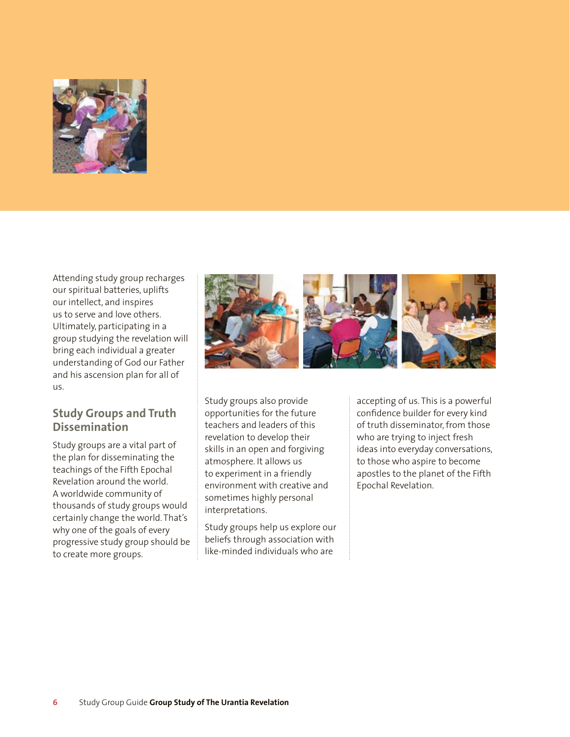Attending study group recharges our spiritual batteries, uplifts our intellect, and inspires us to serve and love others. Ultimately, participating in a group studying the revelation will bring each individual a greater understanding of God our Father and his ascension plan for all of us.

## Study Groups and Truth Dissemination

Study groups are a vital part of the plan for disseminating the teachings of the Fifth Epochal Revelation around the world. A worldwide community of thousands of study groups would certainly change the world. That's why one of the goals of every progressive study group should be to create more groups.

Study groups also provide opportunities for the future teachers and leaders of this revelation to develop their skills in an open and forgiving atmosphere. It allows us to experiment in a friendly environment with creative and sometimes highly personal interpretations.

Study groups help us explore our beliefs through association with like-minded individuals who are accepting of us. This is a powerful confidence builder for every kind of truth disseminator, from those who are trying to inject fresh ideas into everyday conversations, to those who aspire to become apostles to the planet of the Fifth Epochal Revelation.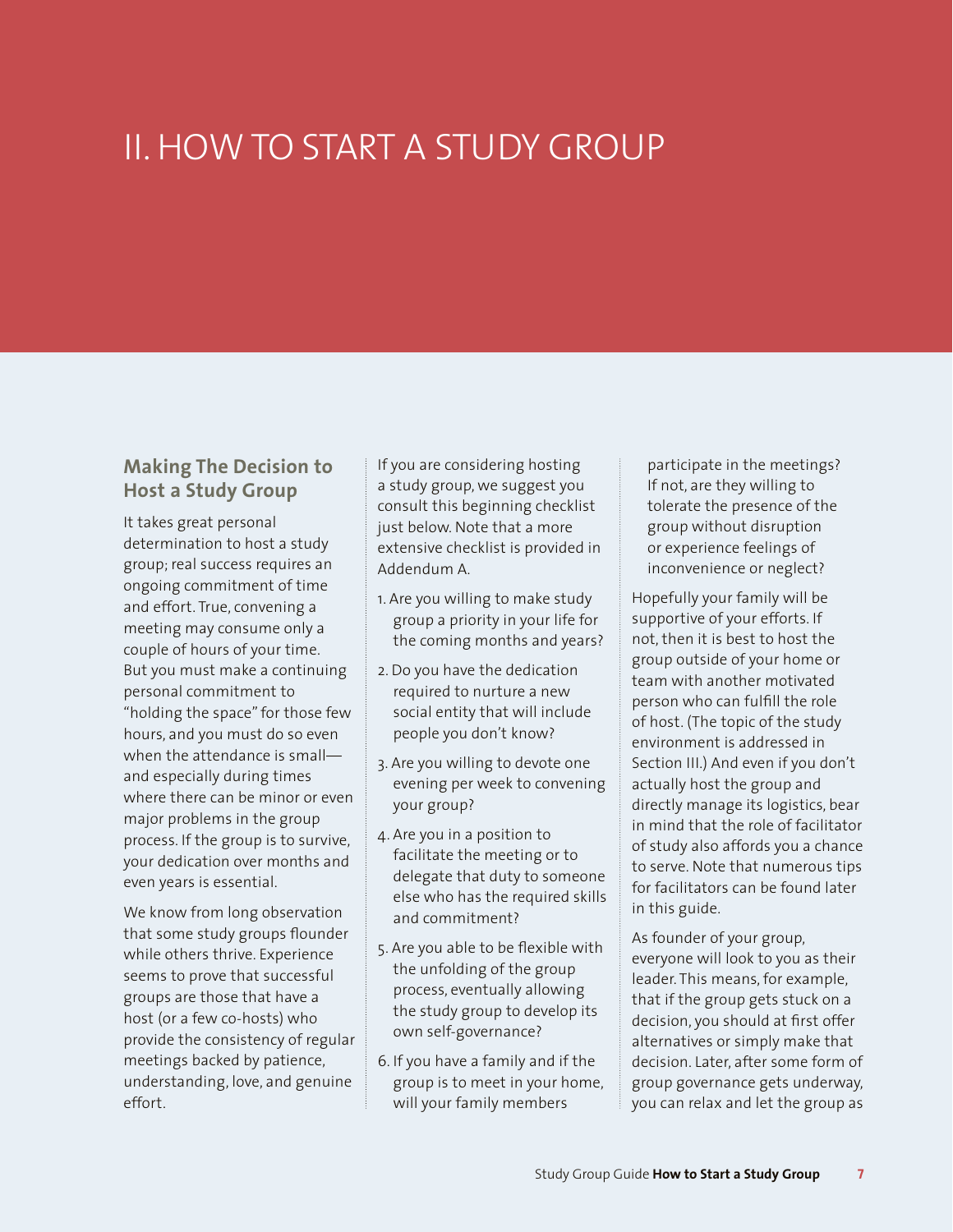# II. HOW TO START A STUDY GROUP

## Making The Decision to Host a Study Group

It takes great personal determination to host a study group; real success requires an ongoing commitment of time and effort. True, convening a meeting may consume only a couple of hours of your time. But you must make a continuing personal commitment to "holding the space" for those few hours, and you must do so even when the attendance is small—and especially during times where there can be minor or even major problems in the group process. If the group is to survive, your dedication over months and even years is essential.

We know from long observation that some study groups flounder while others thrive. Experience seems to prove that successful groups are those that have a host (or a few co-hosts) who provide the consistency of regular meetings backed by patience, understanding, love, and genuine effort.

If you are considering hosting a study group, we suggest you consult this beginning checklist just below. Note that a more extensive checklist is provided in Addendum A.

1. Are you willing to make study group a priority in your life for the coming months and years?
2. Do you have the dedication required to nurture a new social entity that will include people you don't know?
3. Are you willing to devote one evening per week to convening your group?
4. Are you in a position to facilitate the meeting or to delegate that duty to someone else who has the required skills and commitment?
5. Are you able to be flexible with the unfolding of the group process, eventually allowing the study group to develop its own self-governance?
6. If you have a family and if the group is to meet in your home, will your family members participate in the meetings? If not, are they willing to tolerate the presence of the group without disruption or experience feelings of inconvenience or neglect?

Hopefully your family will be supportive of your efforts. If not, then it is best to host the group outside of your home or team with another motivated person who can fulfill the role of host. (The topic of the study environment is addressed in Section III.) And even if you don't actually host the group and directly manage its logistics, bear in mind that the role of facilitator of study also affords you a chance to serve. Note that numerous tips for facilitators can be found later in this guide.

As founder of your group, everyone will look to you as their leader. This means, for example, that if the group gets stuck on a decision, you should at first offer alternatives or simply make that decision. Later, after some form of group governance gets underway, you can relax and let the group as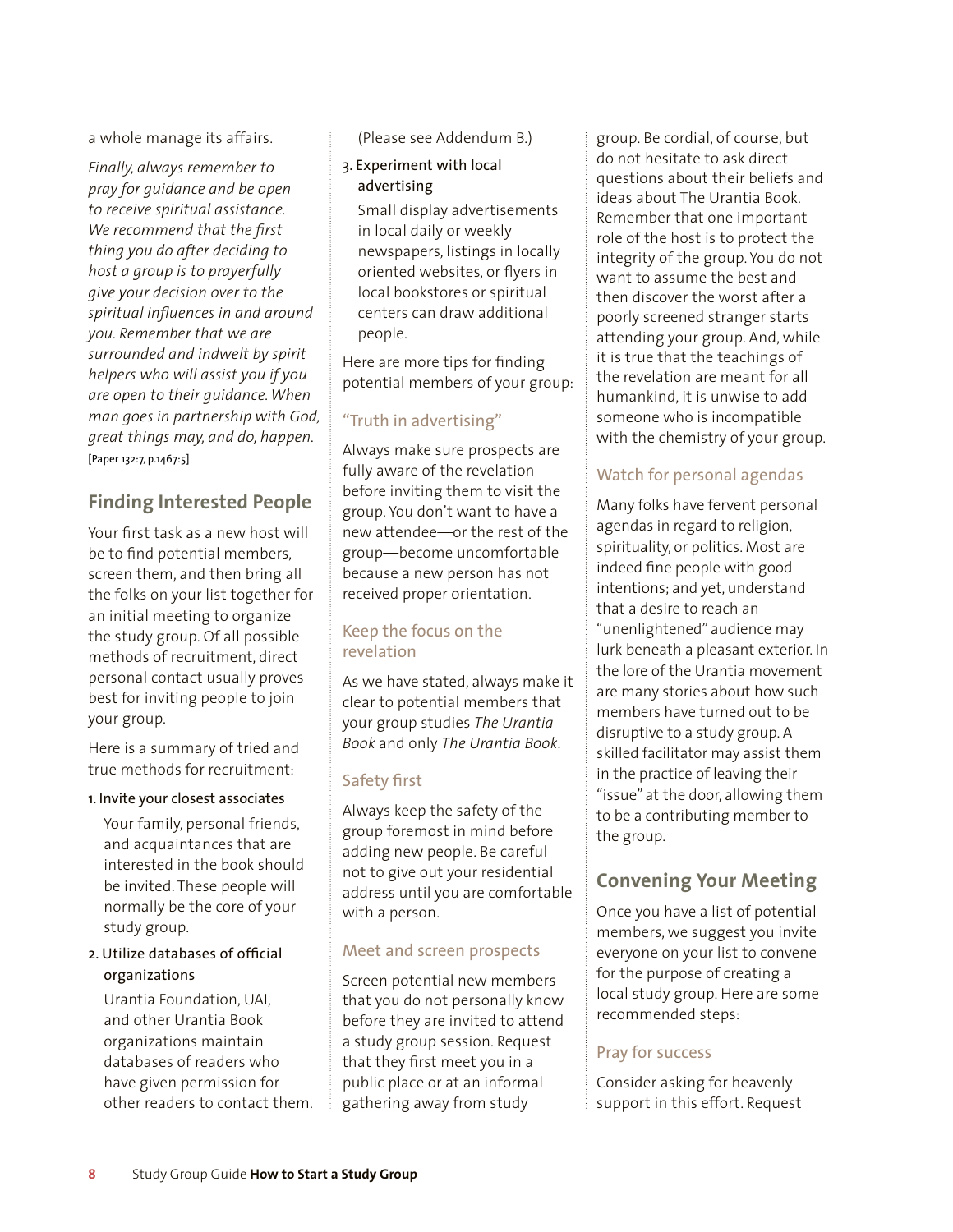a whole manage its affairs.

*Finally, always remember to pray for guidance and be open to receive spiritual assistance. We recommend that the first thing you do after deciding to host a group is to prayerfully give your decision over to the spiritual influences in and around you. Remember that we are surrounded and indwelt by spirit helpers who will assist you if you are open to their guidance. When man goes in partnership with God, great things may, and do, happen.* [Paper 132:7, p.1467:5]

## Finding Interested People

Your first task as a new host will be to find potential members, screen them, and then bring all the folks on your list together for an initial meeting to organize the study group. Of all possible methods of recruitment, direct personal contact usually proves best for inviting people to join your group.

Here is a summary of tried and true methods for recruitment:

1. Invite your closest associates

   Your family, personal friends, and acquaintances that are interested in the book should be invited. These people will normally be the core of your study group.

2. Utilize databases of official organizations

   Urantia Foundation, UAI, and other Urantia Book organizations maintain databases of readers who have given permission for other readers to contact them. (Please see Addendum B.)

3. Experiment with local advertising

   Small display advertisements in local daily or weekly newspapers, listings in locally oriented websites, or flyers in local bookstores or spiritual centers can draw additional people.

Here are more tips for finding potential members of your group:

### "Truth in advertising"

Always make sure prospects are fully aware of the revelation before inviting them to visit the group. You don't want to have a new attendee—or the rest of the group—become uncomfortable because a new person has not received proper orientation.

### Keep the focus on the revelation

As we have stated, always make it clear to potential members that your group studies *The Urantia Book* and only *The Urantia Book*.

### Safety first

Always keep the safety of the group foremost in mind before adding new people. Be careful not to give out your residential address until you are comfortable with a person.

### Meet and screen prospects

Screen potential new members that you do not personally know before they are invited to attend a study group session. Request that they first meet you in a public place or at an informal gathering away from study group. Be cordial, of course, but do not hesitate to ask direct questions about their beliefs and ideas about The Urantia Book. Remember that one important role of the host is to protect the integrity of the group. You do not want to assume the best and then discover the worst after a poorly screened stranger starts attending your group. And, while it is true that the teachings of the revelation are meant for all humankind, it is unwise to add someone who is incompatible with the chemistry of your group.

### Watch for personal agendas

Many folks have fervent personal agendas in regard to religion, spirituality, or politics. Most are indeed fine people with good intentions; and yet, understand that a desire to reach an "unenlightened" audience may lurk beneath a pleasant exterior. In the lore of the Urantia movement are many stories about how such members have turned out to be disruptive to a study group. A skilled facilitator may assist them in the practice of leaving their "issue" at the door, allowing them to be a contributing member to the group.

## Convening Your Meeting

Once you have a list of potential members, we suggest you invite everyone on your list to convene for the purpose of creating a local study group. Here are some recommended steps:

### Pray for success

Consider asking for heavenly support in this effort. Request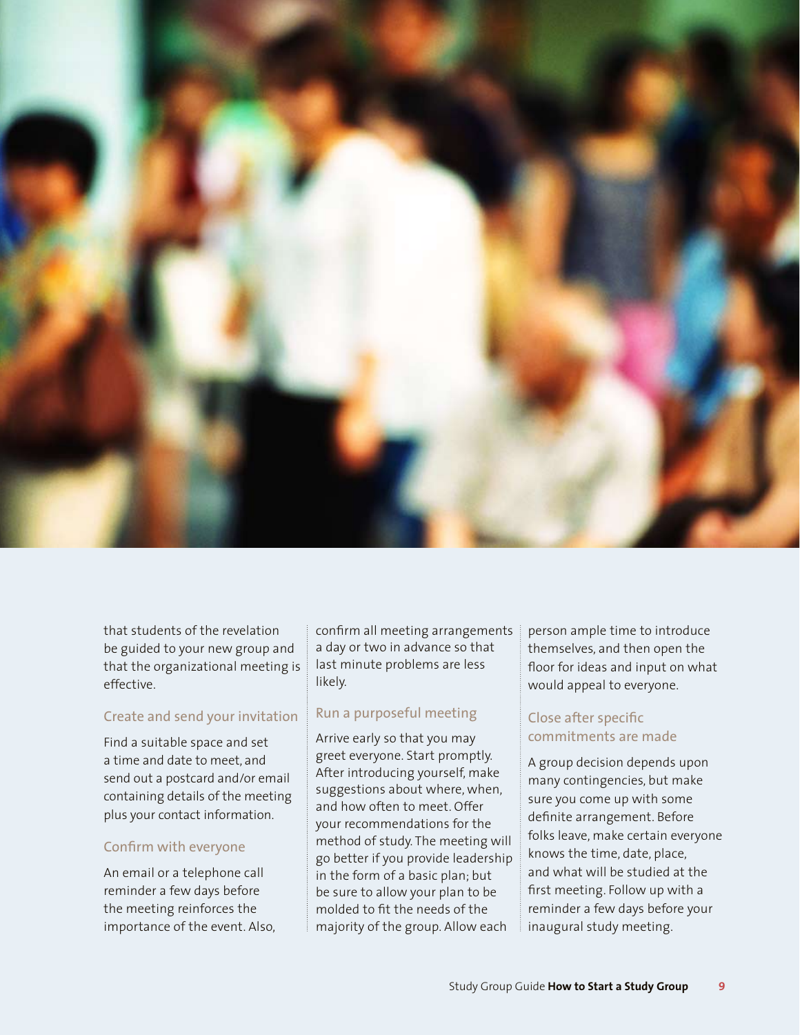that students of the revelation be guided to your new group and that the organizational meeting is effective.

### Create and send your invitation

Find a suitable space and set a time and date to meet, and send out a postcard and/or email containing details of the meeting plus your contact information.

### Confirm with everyone

An email or a telephone call reminder a few days before the meeting reinforces the importance of the event. Also, confirm all meeting arrangements a day or two in advance so that last minute problems are less likely.

### Run a purposeful meeting

Arrive early so that you may greet everyone. Start promptly. After introducing yourself, make suggestions about where, when, and how often to meet. Offer your recommendations for the method of study. The meeting will go better if you provide leadership in the form of a basic plan; but be sure to allow your plan to be molded to fit the needs of the majority of the group. Allow each person ample time to introduce themselves, and then open the floor for ideas and input on what would appeal to everyone.

### Close after specific commitments are made

A group decision depends upon many contingencies, but make sure you come up with some definite arrangement. Before folks leave, make certain everyone knows the time, date, place, and what will be studied at the first meeting. Follow up with a reminder a few days before your inaugural study meeting.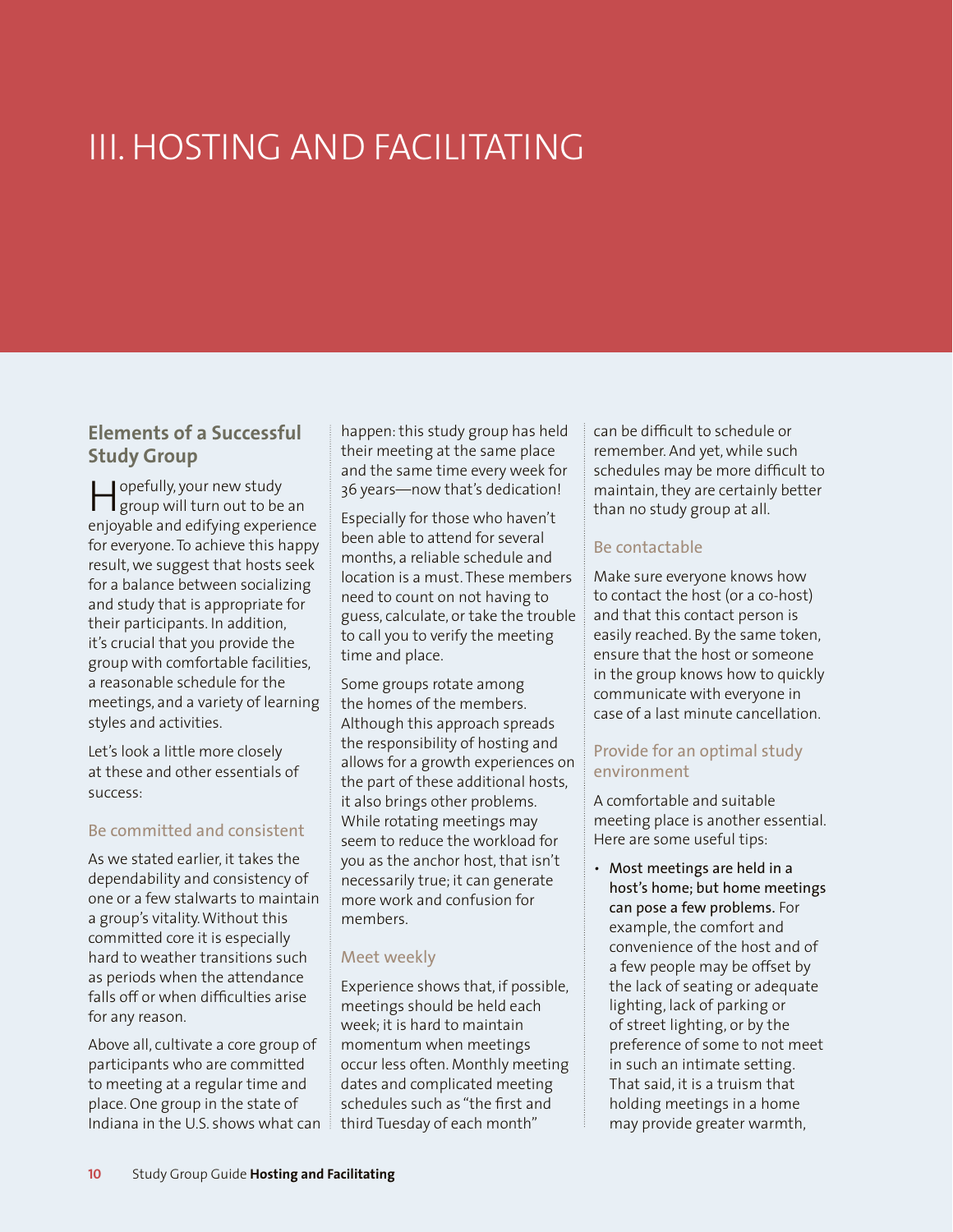# III. HOSTING AND FACILITATING

## Elements of a Successful Study Group

Hopefully, your new study group will turn out to be an enjoyable and edifying experience for everyone. To achieve this happy result, we suggest that hosts seek for a balance between socializing and study that is appropriate for their participants. In addition, it's crucial that you provide the group with comfortable facilities, a reasonable schedule for the meetings, and a variety of learning styles and activities.

Let's look a little more closely at these and other essentials of success:

### Be committed and consistent

As we stated earlier, it takes the dependability and consistency of one or a few stalwarts to maintain a group's vitality. Without this committed core it is especially hard to weather transitions such as periods when the attendance falls off or when difficulties arise for any reason.

Above all, cultivate a core group of participants who are committed to meeting at a regular time and place. One group in the state of Indiana in the U.S. shows what can happen: this study group has held their meeting at the same place and the same time every week for 36 years—now that's dedication!

Especially for those who haven't been able to attend for several months, a reliable schedule and location is a must. These members need to count on not having to guess, calculate, or take the trouble to call you to verify the meeting time and place.

Some groups rotate among the homes of the members. Although this approach spreads the responsibility of hosting and allows for a growth experiences on the part of these additional hosts, it also brings other problems. While rotating meetings may seem to reduce the workload for you as the anchor host, that isn't necessarily true; it can generate more work and confusion for members.

### Meet weekly

Experience shows that, if possible, meetings should be held each week; it is hard to maintain momentum when meetings occur less often. Monthly meeting dates and complicated meeting schedules such as "the first and third Tuesday of each month" can be difficult to schedule or remember. And yet, while such schedules may be more difficult to maintain, they are certainly better than no study group at all.

### Be contactable

Make sure everyone knows how to contact the host (or a co-host) and that this contact person is easily reached. By the same token, ensure that the host or someone in the group knows how to quickly communicate with everyone in case of a last minute cancellation.

### Provide for an optimal study environment

A comfortable and suitable meeting place is another essential. Here are some useful tips:

- **Most meetings are held in a host's home; but home meetings can pose a few problems.** For example, the comfort and convenience of the host and of a few people may be offset by the lack of seating or adequate lighting, lack of parking or of street lighting, or by the preference of some to not meet in such an intimate setting. That said, it is a truism that holding meetings in a home may provide greater warmth,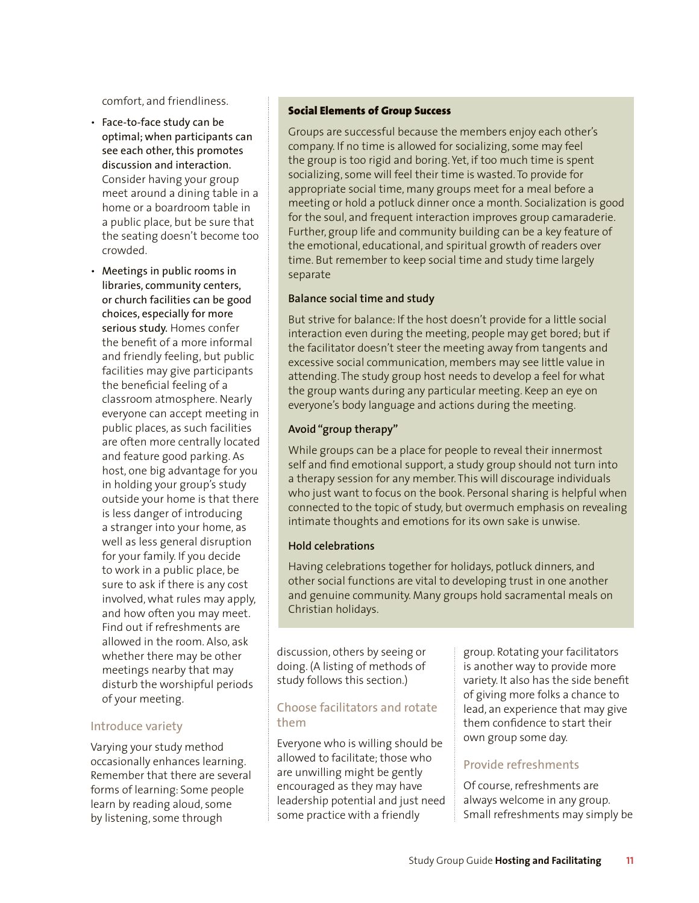comfort, and friendliness.

- **Face-to-face study can be optimal; when participants can see each other, this promotes discussion and interaction.** Consider having your group meet around a dining table in a home or a boardroom table in a public place, but be sure that the seating doesn't become too crowded.
- **Meetings in public rooms in libraries, community centers, or church facilities can be good choices, especially for more serious study.** Homes confer the benefit of a more informal and friendly feeling, but public facilities may give participants the beneficial feeling of a classroom atmosphere. Nearly everyone can accept meeting in public places, as such facilities are often more centrally located and feature good parking. As host, one big advantage for you in holding your group's study outside your home is that there is less danger of introducing a stranger into your home, as well as less general disruption for your family. If you decide to work in a public place, be sure to ask if there is any cost involved, what rules may apply, and how often you may meet. Find out if refreshments are allowed in the room. Also, ask whether there may be other meetings nearby that may disturb the worshipful periods of your meeting.

### Introduce variety

Varying your study method occasionally enhances learning. Remember that there are several forms of learning: Some people learn by reading aloud, some by listening, some through discussion, others by seeing or doing. (A listing of methods of study follows this section.)

### Choose facilitators and rotate them

Everyone who is willing should be allowed to facilitate; those who are unwilling might be gently encouraged as they may have leadership potential and just need some practice with a friendly group. Rotating your facilitators is another way to provide more variety. It also has the side benefit of giving more folks a chance to lead, an experience that may give them confidence to start their own group some day.

### Provide refreshments

Of course, refreshments are always welcome in any group. Small refreshments may simply be

---

**Social Elements of Group Success**

Groups are successful because the members enjoy each other's company. If no time is allowed for socializing, some may feel the group is too rigid and boring. Yet, if too much time is spent socializing, some will feel their time is wasted. To provide for appropriate social time, many groups meet for a meal before a meeting or hold a potluck dinner once a month. Socialization is good for the soul, and frequent interaction improves group camaraderie. Further, group life and community building can be a key feature of the emotional, educational, and spiritual growth of readers over time. But remember to keep social time and study time largely separate

**Balance social time and study**

But strive for balance: If the host doesn't provide for a little social interaction even during the meeting, people may get bored; but if the facilitator doesn't steer the meeting away from tangents and excessive social communication, members may see little value in attending. The study group host needs to develop a feel for what the group wants during any particular meeting. Keep an eye on everyone's body language and actions during the meeting.

**Avoid "group therapy"**

While groups can be a place for people to reveal their innermost self and find emotional support, a study group should not turn into a therapy session for any member. This will discourage individuals who just want to focus on the book. Personal sharing is helpful when connected to the topic of study, but overmuch emphasis on revealing intimate thoughts and emotions for its own sake is unwise.

**Hold celebrations**

Having celebrations together for holidays, potluck dinners, and other social functions are vital to developing trust in one another and genuine community. Many groups hold sacramental meals on Christian holidays.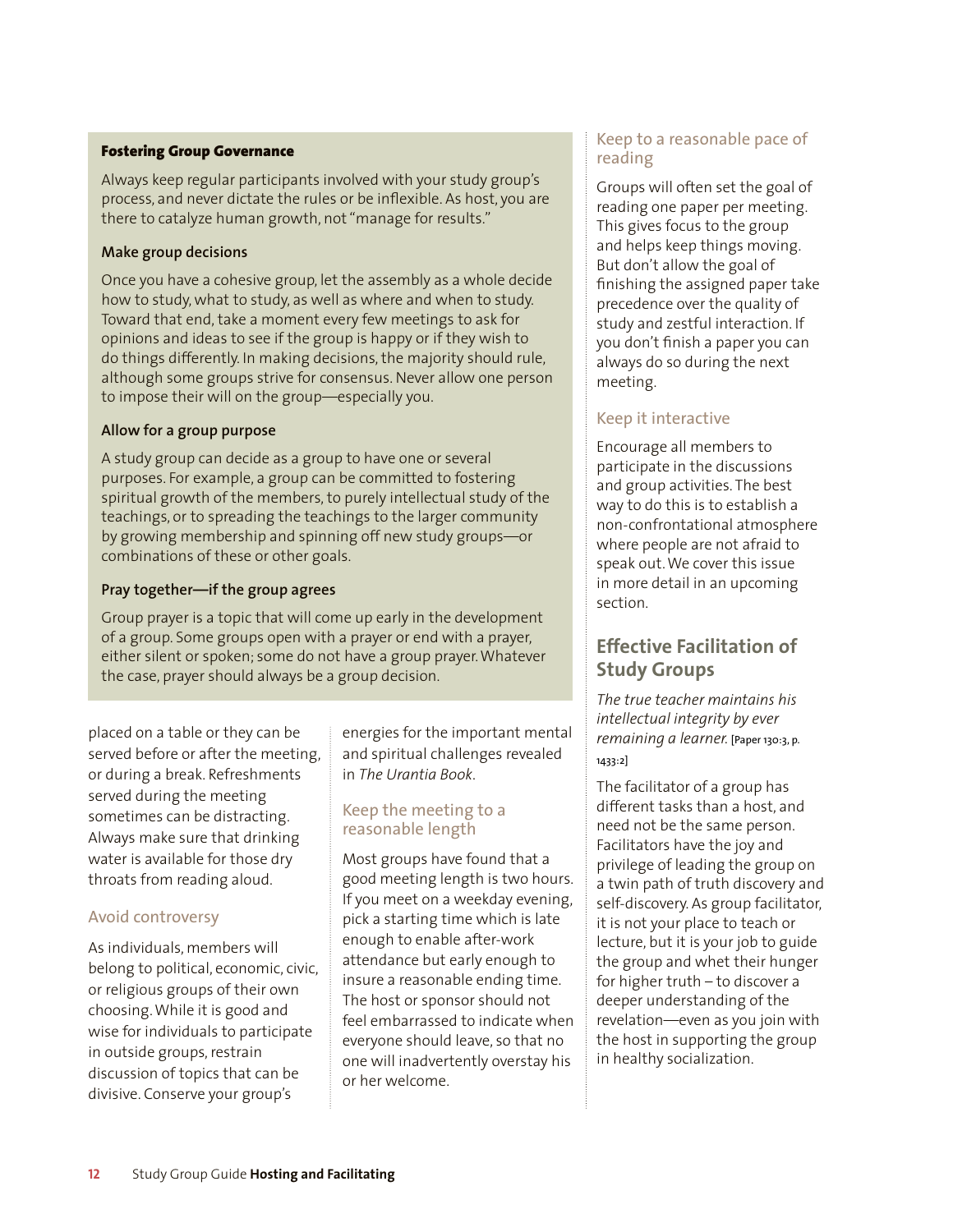#### Fostering Group Governance

Always keep regular participants involved with your study group's process, and never dictate the rules or be inflexible. As host, you are there to catalyze human growth, not "manage for results."

**Make group decisions**

Once you have a cohesive group, let the assembly as a whole decide how to study, what to study, as well as where and when to study. Toward that end, take a moment every few meetings to ask for opinions and ideas to see if the group is happy or if they wish to do things differently. In making decisions, the majority should rule, although some groups strive for consensus. Never allow one person to impose their will on the group—especially you.

**Allow for a group purpose**

A study group can decide as a group to have one or several purposes. For example, a group can be committed to fostering spiritual growth of the members, to purely intellectual study of the teachings, or to spreading the teachings to the larger community by growing membership and spinning off new study groups—or combinations of these or other goals.

**Pray together—if the group agrees**

Group prayer is a topic that will come up early in the development of a group. Some groups open with a prayer or end with a prayer, either silent or spoken; some do not have a group prayer. Whatever the case, prayer should always be a group decision.

placed on a table or they can be served before or after the meeting, or during a break. Refreshments served during the meeting sometimes can be distracting. Always make sure that drinking water is available for those dry throats from reading aloud.

### Avoid controversy

As individuals, members will belong to political, economic, civic, or religious groups of their own choosing. While it is good and wise for individuals to participate in outside groups, restrain discussion of topics that can be divisive. Conserve your group's energies for the important mental and spiritual challenges revealed in *The Urantia Book*.

### Keep the meeting to a reasonable length

Most groups have found that a good meeting length is two hours. If you meet on a weekday evening, pick a starting time which is late enough to enable after-work attendance but early enough to insure a reasonable ending time. The host or sponsor should not feel embarrassed to indicate when everyone should leave, so that no one will inadvertently overstay his or her welcome.

### Keep to a reasonable pace of reading

Groups will often set the goal of reading one paper per meeting. This gives focus to the group and helps keep things moving. But don't allow the goal of finishing the assigned paper take precedence over the quality of study and zestful interaction. If you don't finish a paper you can always do so during the next meeting.

### Keep it interactive

Encourage all members to participate in the discussions and group activities. The best way to do this is to establish a non-confrontational atmosphere where people are not afraid to speak out. We cover this issue in more detail in an upcoming section.

## Effective Facilitation of Study Groups

*The true teacher maintains his intellectual integrity by ever remaining a learner.* [Paper 130:3, p. 1433:2]

The facilitator of a group has different tasks than a host, and need not be the same person. Facilitators have the joy and privilege of leading the group on a twin path of truth discovery and self-discovery. As group facilitator, it is not your place to teach or lecture, but it is your job to guide the group and whet their hunger for higher truth – to discover a deeper understanding of the revelation—even as you join with the host in supporting the group in healthy socialization.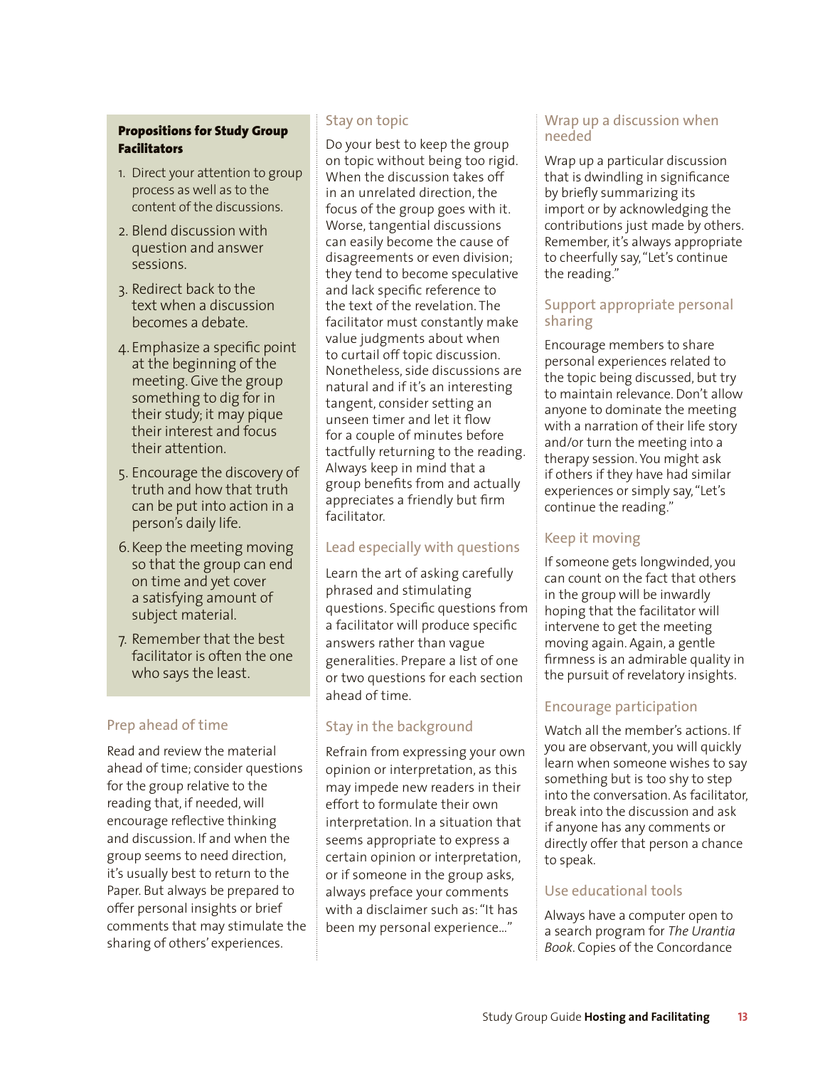### Propositions for Study Group Facilitators

1. Direct your attention to group process as well as to the content of the discussions.
2. Blend discussion with question and answer sessions.
3. Redirect back to the text when a discussion becomes a debate.
4. Emphasize a specific point at the beginning of the meeting. Give the group something to dig for in their study; it may pique their interest and focus their attention.
5. Encourage the discovery of truth and how that truth can be put into action in a person's daily life.
6. Keep the meeting moving so that the group can end on time and yet cover a satisfying amount of subject material.
7. Remember that the best facilitator is often the one who says the least.

## Prep ahead of time

Read and review the material ahead of time; consider questions for the group relative to the reading that, if needed, will encourage reflective thinking and discussion. If and when the group seems to need direction, it's usually best to return to the Paper. But always be prepared to offer personal insights or brief comments that may stimulate the sharing of others' experiences.

## Stay on topic

Do your best to keep the group on topic without being too rigid. When the discussion takes off in an unrelated direction, the focus of the group goes with it. Worse, tangential discussions can easily become the cause of disagreements or even division; they tend to become speculative and lack specific reference to the text of the revelation. The facilitator must constantly make value judgments about when to curtail off topic discussion. Nonetheless, side discussions are natural and if it's an interesting tangent, consider setting an unseen timer and let it flow for a couple of minutes before tactfully returning to the reading. Always keep in mind that a group benefits from and actually appreciates a friendly but firm facilitator.

## Lead especially with questions

Learn the art of asking carefully phrased and stimulating questions. Specific questions from a facilitator will produce specific answers rather than vague generalities. Prepare a list of one or two questions for each section ahead of time.

## Stay in the background

Refrain from expressing your own opinion or interpretation, as this may impede new readers in their effort to formulate their own interpretation. In a situation that seems appropriate to express a certain opinion or interpretation, or if someone in the group asks, always preface your comments with a disclaimer such as: "It has been my personal experience…"

## Wrap up a discussion when needed

Wrap up a particular discussion that is dwindling in significance by briefly summarizing its import or by acknowledging the contributions just made by others. Remember, it's always appropriate to cheerfully say, "Let's continue the reading."

## Support appropriate personal sharing

Encourage members to share personal experiences related to the topic being discussed, but try to maintain relevance. Don't allow anyone to dominate the meeting with a narration of their life story and/or turn the meeting into a therapy session. You might ask if others if they have had similar experiences or simply say, "Let's continue the reading."

## Keep it moving

If someone gets longwinded, you can count on the fact that others in the group will be inwardly hoping that the facilitator will intervene to get the meeting moving again. Again, a gentle firmness is an admirable quality in the pursuit of revelatory insights.

## Encourage participation

Watch all the member's actions. If you are observant, you will quickly learn when someone wishes to say something but is too shy to step into the conversation. As facilitator, break into the discussion and ask if anyone has any comments or directly offer that person a chance to speak.

## Use educational tools

Always have a computer open to a search program for *The Urantia Book*. Copies of the Concordance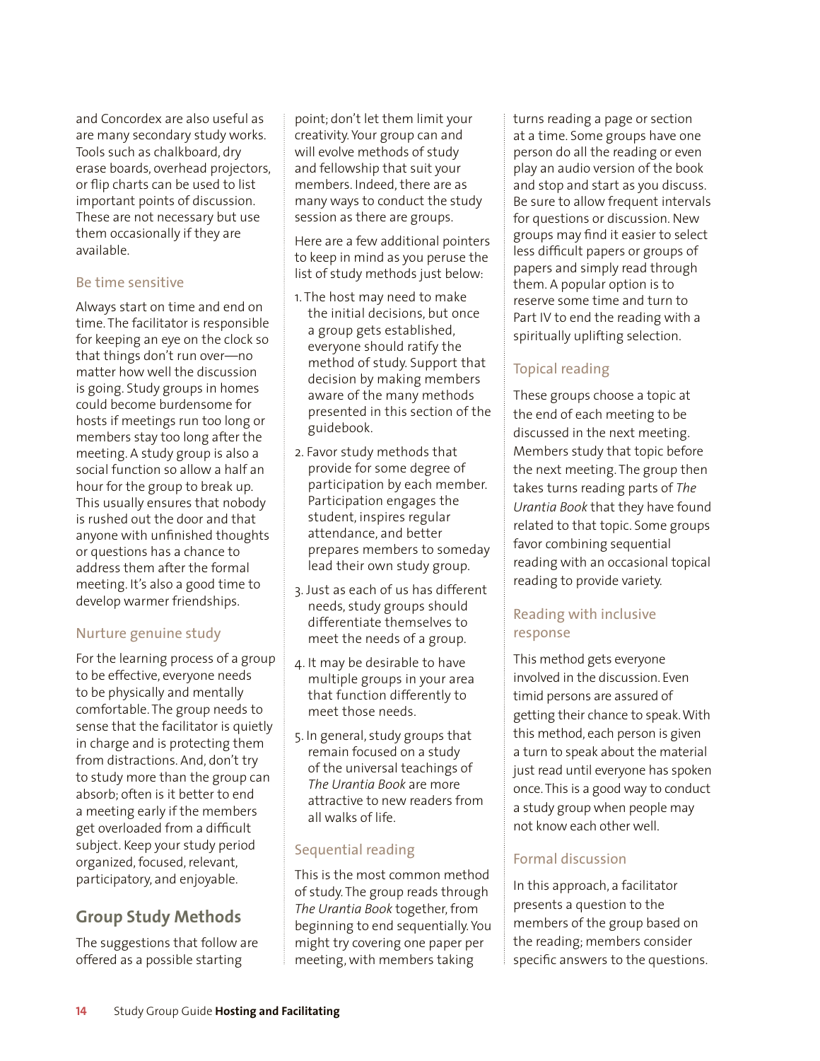and Concordex are also useful as are many secondary study works. Tools such as chalkboard, dry erase boards, overhead projectors, or flip charts can be used to list important points of discussion. These are not necessary but use them occasionally if they are available.

### Be time sensitive

Always start on time and end on time. The facilitator is responsible for keeping an eye on the clock so that things don't run over—no matter how well the discussion is going. Study groups in homes could become burdensome for hosts if meetings run too long or members stay too long after the meeting. A study group is also a social function so allow a half an hour for the group to break up. This usually ensures that nobody is rushed out the door and that anyone with unfinished thoughts or questions has a chance to address them after the formal meeting. It's also a good time to develop warmer friendships.

### Nurture genuine study

For the learning process of a group to be effective, everyone needs to be physically and mentally comfortable. The group needs to sense that the facilitator is quietly in charge and is protecting them from distractions. And, don't try to study more than the group can absorb; often is it better to end a meeting early if the members get overloaded from a difficult subject. Keep your study period organized, focused, relevant, participatory, and enjoyable.

## Group Study Methods

The suggestions that follow are offered as a possible starting point; don't let them limit your creativity. Your group can and will evolve methods of study and fellowship that suit your members. Indeed, there are as many ways to conduct the study session as there are groups.

Here are a few additional pointers to keep in mind as you peruse the list of study methods just below:

1. The host may need to make the initial decisions, but once a group gets established, everyone should ratify the method of study. Support that decision by making members aware of the many methods presented in this section of the guidebook.
2. Favor study methods that provide for some degree of participation by each member. Participation engages the student, inspires regular attendance, and better prepares members to someday lead their own study group.
3. Just as each of us has different needs, study groups should differentiate themselves to meet the needs of a group.
4. It may be desirable to have multiple groups in your area that function differently to meet those needs.
5. In general, study groups that remain focused on a study of the universal teachings of *The Urantia Book* are more attractive to new readers from all walks of life.

### Sequential reading

This is the most common method of study. The group reads through *The Urantia Book* together, from beginning to end sequentially. You might try covering one paper per meeting, with members taking turns reading a page or section at a time. Some groups have one person do all the reading or even play an audio version of the book and stop and start as you discuss. Be sure to allow frequent intervals for questions or discussion. New groups may find it easier to select less difficult papers or groups of papers and simply read through them. A popular option is to reserve some time and turn to Part IV to end the reading with a spiritually uplifting selection.

### Topical reading

These groups choose a topic at the end of each meeting to be discussed in the next meeting. Members study that topic before the next meeting. The group then takes turns reading parts of *The Urantia Book* that they have found related to that topic. Some groups favor combining sequential reading with an occasional topical reading to provide variety.

### Reading with inclusive response

This method gets everyone involved in the discussion. Even timid persons are assured of getting their chance to speak. With this method, each person is given a turn to speak about the material just read until everyone has spoken once. This is a good way to conduct a study group when people may not know each other well.

### Formal discussion

In this approach, a facilitator presents a question to the members of the group based on the reading; members consider specific answers to the questions.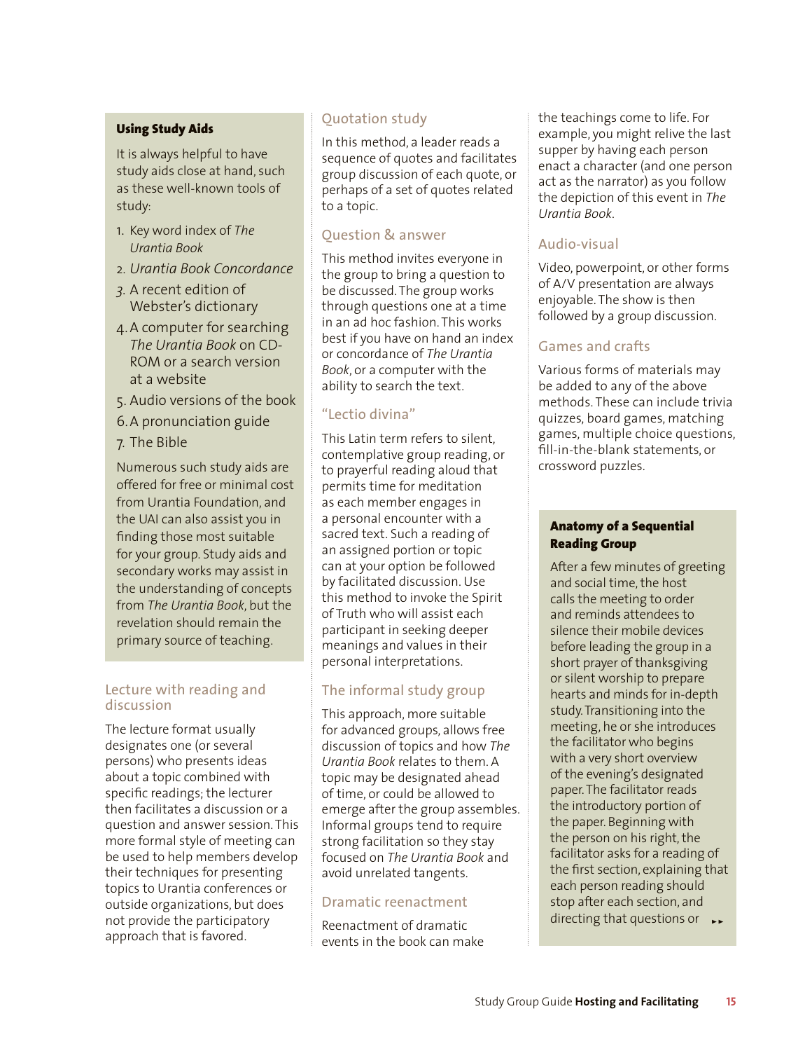### Using Study Aids

It is always helpful to have study aids close at hand, such as these well-known tools of study:

1. Key word index of *The Urantia Book*
2. *Urantia Book Concordance*
3. A recent edition of Webster's dictionary
4. A computer for searching *The Urantia Book* on CD-ROM or a search version at a website
5. Audio versions of the book
6. A pronunciation guide
7. The Bible

Numerous such study aids are offered for free or minimal cost from Urantia Foundation, and the UAI can also assist you in finding those most suitable for your group. Study aids and secondary works may assist in the understanding of concepts from *The Urantia Book*, but the revelation should remain the primary source of teaching.

## Lecture with reading and discussion

The lecture format usually designates one (or several persons) who presents ideas about a topic combined with specific readings; the lecturer then facilitates a discussion or a question and answer session. This more formal style of meeting can be used to help members develop their techniques for presenting topics to Urantia conferences or outside organizations, but does not provide the participatory approach that is favored.

## Quotation study

In this method, a leader reads a sequence of quotes and facilitates group discussion of each quote, or perhaps of a set of quotes related to a topic.

## Question & answer

This method invites everyone in the group to bring a question to be discussed. The group works through questions one at a time in an ad hoc fashion. This works best if you have on hand an index or concordance of *The Urantia Book*, or a computer with the ability to search the text.

## "Lectio divina"

This Latin term refers to silent, contemplative group reading, or to prayerful reading aloud that permits time for meditation as each member engages in a personal encounter with a sacred text. Such a reading of an assigned portion or topic can at your option be followed by facilitated discussion. Use this method to invoke the Spirit of Truth who will assist each participant in seeking deeper meanings and values in their personal interpretations.

## The informal study group

This approach, more suitable for advanced groups, allows free discussion of topics and how *The Urantia Book* relates to them. A topic may be designated ahead of time, or could be allowed to emerge after the group assembles. Informal groups tend to require strong facilitation so they stay focused on *The Urantia Book* and avoid unrelated tangents.

## Dramatic reenactment

Reenactment of dramatic events in the book can make the teachings come to life. For example, you might relive the last supper by having each person enact a character (and one person act as the narrator) as you follow the depiction of this event in *The Urantia Book*.

## Audio-visual

Video, powerpoint, or other forms of A/V presentation are always enjoyable. The show is then followed by a group discussion.

## Games and crafts

Various forms of materials may be added to any of the above methods. These can include trivia quizzes, board games, matching games, multiple choice questions, fill-in-the-blank statements, or crossword puzzles.

### Anatomy of a Sequential Reading Group

After a few minutes of greeting and social time, the host calls the meeting to order and reminds attendees to silence their mobile devices before leading the group in a short prayer of thanksgiving or silent worship to prepare hearts and minds for in-depth study. Transitioning into the meeting, he or she introduces the facilitator who begins with a very short overview of the evening's designated paper. The facilitator reads the introductory portion of the paper. Beginning with the person on his right, the facilitator asks for a reading of the first section, explaining that each person reading should stop after each section, and directing that questions or ►►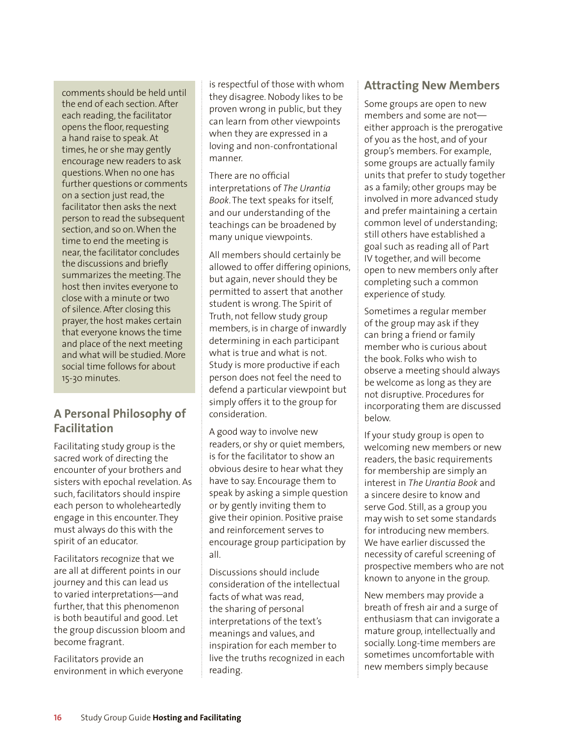comments should be held until the end of each section. After each reading, the facilitator opens the floor, requesting a hand raise to speak. At times, he or she may gently encourage new readers to ask questions. When no one has further questions or comments on a section just read, the facilitator then asks the next person to read the subsequent section, and so on. When the time to end the meeting is near, the facilitator concludes the discussions and briefly summarizes the meeting. The host then invites everyone to close with a minute or two of silence. After closing this prayer, the host makes certain that everyone knows the time and place of the next meeting and what will be studied. More social time follows for about 15-30 minutes.

## A Personal Philosophy of Facilitation

Facilitating study group is the sacred work of directing the encounter of your brothers and sisters with epochal revelation. As such, facilitators should inspire each person to wholeheartedly engage in this encounter. They must always do this with the spirit of an educator.

Facilitators recognize that we are all at different points in our journey and this can lead us to varied interpretations—and further, that this phenomenon is both beautiful and good. Let the group discussion bloom and become fragrant.

Facilitators provide an environment in which everyone is respectful of those with whom they disagree. Nobody likes to be proven wrong in public, but they can learn from other viewpoints when they are expressed in a loving and non-confrontational manner.

There are no official interpretations of *The Urantia Book*. The text speaks for itself, and our understanding of the teachings can be broadened by many unique viewpoints.

All members should certainly be allowed to offer differing opinions, but again, never should they be permitted to assert that another student is wrong. The Spirit of Truth, not fellow study group members, is in charge of inwardly determining in each participant what is true and what is not. Study is more productive if each person does not feel the need to defend a particular viewpoint but simply offers it to the group for consideration.

A good way to involve new readers, or shy or quiet members, is for the facilitator to show an obvious desire to hear what they have to say. Encourage them to speak by asking a simple question or by gently inviting them to give their opinion. Positive praise and reinforcement serves to encourage group participation by all.

Discussions should include consideration of the intellectual facts of what was read, the sharing of personal interpretations of the text's meanings and values, and inspiration for each member to live the truths recognized in each reading.

## Attracting New Members

Some groups are open to new members and some are not—either approach is the prerogative of you as the host, and of your group's members. For example, some groups are actually family units that prefer to study together as a family; other groups may be involved in more advanced study and prefer maintaining a certain common level of understanding; still others have established a goal such as reading all of Part IV together, and will become open to new members only after completing such a common experience of study.

Sometimes a regular member of the group may ask if they can bring a friend or family member who is curious about the book. Folks who wish to observe a meeting should always be welcome as long as they are not disruptive. Procedures for incorporating them are discussed below.

If your study group is open to welcoming new members or new readers, the basic requirements for membership are simply an interest in *The Urantia Book* and a sincere desire to know and serve God. Still, as a group you may wish to set some standards for introducing new members. We have earlier discussed the necessity of careful screening of prospective members who are not known to anyone in the group.

New members may provide a breath of fresh air and a surge of enthusiasm that can invigorate a mature group, intellectually and socially. Long-time members are sometimes uncomfortable with new members simply because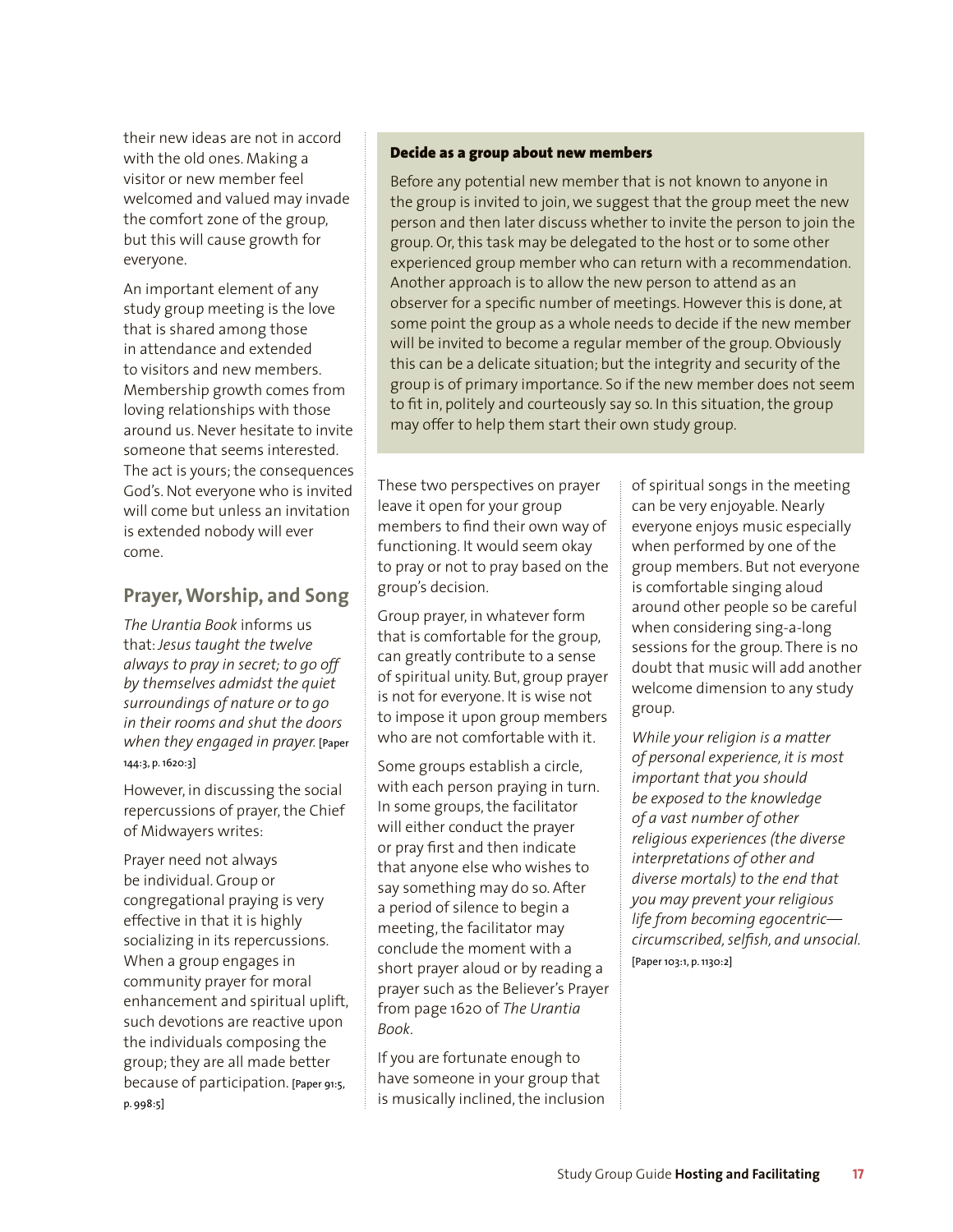their new ideas are not in accord with the old ones. Making a visitor or new member feel welcomed and valued may invade the comfort zone of the group, but this will cause growth for everyone.

An important element of any study group meeting is the love that is shared among those in attendance and extended to visitors and new members. Membership growth comes from loving relationships with those around us. Never hesitate to invite someone that seems interested. The act is yours; the consequences God's. Not everyone who is invited will come but unless an invitation is extended nobody will ever come.

**Decide as a group about new members**

Before any potential new member that is not known to anyone in the group is invited to join, we suggest that the group meet the new person and then later discuss whether to invite the person to join the group. Or, this task may be delegated to the host or to some other experienced group member who can return with a recommendation. Another approach is to allow the new person to attend as an observer for a specific number of meetings. However this is done, at some point the group as a whole needs to decide if the new member will be invited to become a regular member of the group. Obviously this can be a delicate situation; but the integrity and security of the group is of primary importance. So if the new member does not seem to fit in, politely and courteously say so. In this situation, the group may offer to help them start their own study group.

## Prayer, Worship, and Song

*The Urantia Book* informs us that: *Jesus taught the twelve always to pray in secret; to go off by themselves admidst the quiet surroundings of nature or to go in their rooms and shut the doors when they engaged in prayer.* [Paper 144:3, p. 1620:3]

However, in discussing the social repercussions of prayer, the Chief of Midwayers writes:

Prayer need not always be individual. Group or congregational praying is very effective in that it is highly socializing in its repercussions. When a group engages in community prayer for moral enhancement and spiritual uplift, such devotions are reactive upon the individuals composing the group; they are all made better because of participation. [Paper 91:5, p. 998:5]

These two perspectives on prayer leave it open for your group members to find their own way of functioning. It would seem okay to pray or not to pray based on the group's decision.

Group prayer, in whatever form that is comfortable for the group, can greatly contribute to a sense of spiritual unity. But, group prayer is not for everyone. It is wise not to impose it upon group members who are not comfortable with it.

Some groups establish a circle, with each person praying in turn. In some groups, the facilitator will either conduct the prayer or pray first and then indicate that anyone else who wishes to say something may do so. After a period of silence to begin a meeting, the facilitator may conclude the moment with a short prayer aloud or by reading a prayer such as the Believer's Prayer from page 1620 of *The Urantia Book*.

If you are fortunate enough to have someone in your group that is musically inclined, the inclusion of spiritual songs in the meeting can be very enjoyable. Nearly everyone enjoys music especially when performed by one of the group members. But not everyone is comfortable singing aloud around other people so be careful when considering sing-a-long sessions for the group. There is no doubt that music will add another welcome dimension to any study group.

*While your religion is a matter of personal experience, it is most important that you should be exposed to the knowledge of a vast number of other religious experiences (the diverse interpretations of other and diverse mortals) to the end that you may prevent your religious life from becoming egocentric—circumscribed, selfish, and unsocial.* [Paper 103:1, p. 1130:2]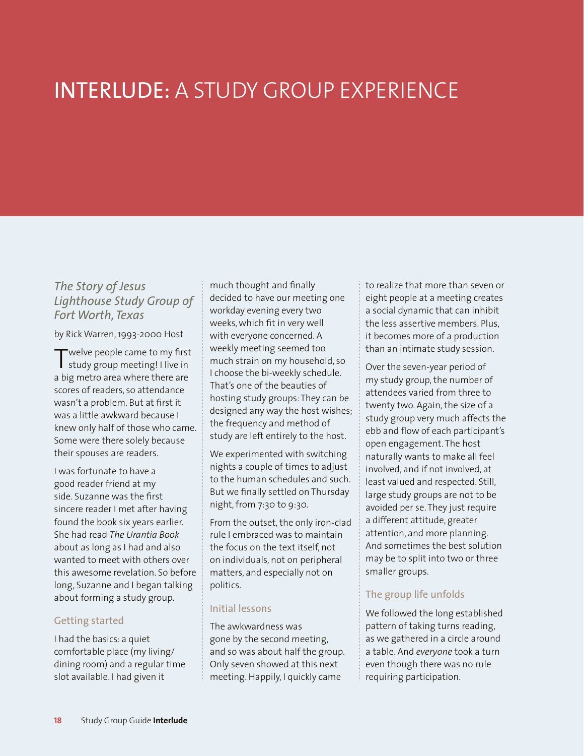# INTERLUDE: A STUDY GROUP EXPERIENCE

## *The Story of Jesus Lighthouse Study Group of Fort Worth, Texas*

by Rick Warren, 1993-2000 Host

Twelve people came to my first study group meeting! I live in a big metro area where there are scores of readers, so attendance wasn't a problem. But at first it was a little awkward because I knew only half of those who came. Some were there solely because their spouses are readers.

I was fortunate to have a good reader friend at my side. Suzanne was the first sincere reader I met after having found the book six years earlier. She had read *The Urantia Book* about as long as I had and also wanted to meet with others over this awesome revelation. So before long, Suzanne and I began talking about forming a study group.

### Getting started

I had the basics: a quiet comfortable place (my living/dining room) and a regular time slot available. I had given it much thought and finally decided to have our meeting one workday evening every two weeks, which fit in very well with everyone concerned. A weekly meeting seemed too much strain on my household, so I choose the bi-weekly schedule. That's one of the beauties of hosting study groups: They can be designed any way the host wishes; the frequency and method of study are left entirely to the host.

We experimented with switching nights a couple of times to adjust to the human schedules and such. But we finally settled on Thursday night, from 7:30 to 9:30.

From the outset, the only iron-clad rule I embraced was to maintain the focus on the text itself, not on individuals, not on peripheral matters, and especially not on politics.

### Initial lessons

The awkwardness was gone by the second meeting, and so was about half the group. Only seven showed at this next meeting. Happily, I quickly came to realize that more than seven or eight people at a meeting creates a social dynamic that can inhibit the less assertive members. Plus, it becomes more of a production than an intimate study session.

Over the seven-year period of my study group, the number of attendees varied from three to twenty two. Again, the size of a study group very much affects the ebb and flow of each participant's open engagement. The host naturally wants to make all feel involved, and if not involved, at least valued and respected. Still, large study groups are not to be avoided per se. They just require a different attitude, greater attention, and more planning. And sometimes the best solution may be to split into two or three smaller groups.

### The group life unfolds

We followed the long established pattern of taking turns reading, as we gathered in a circle around a table. And *everyone* took a turn even though there was no rule requiring participation.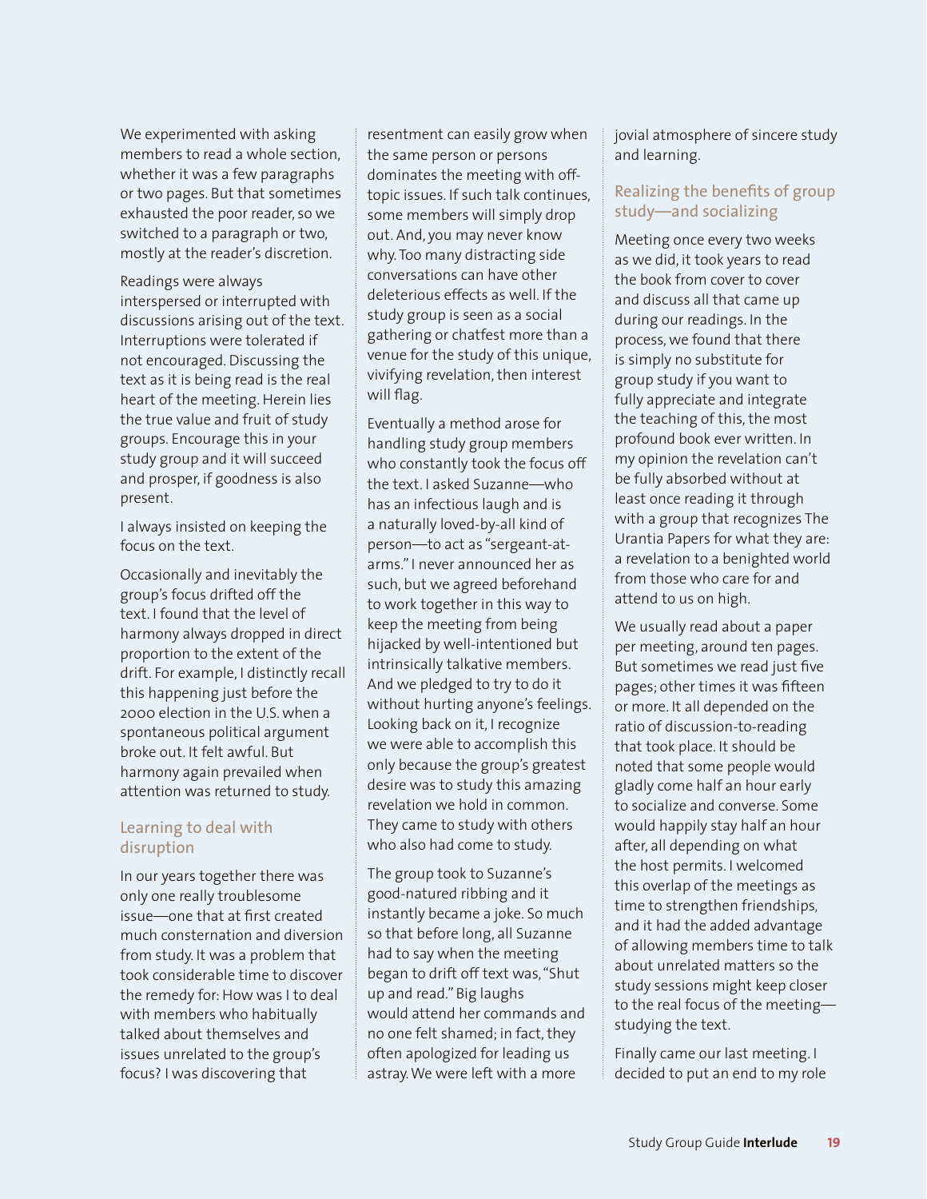We experimented with asking members to read a whole section, whether it was a few paragraphs or two pages. But that sometimes exhausted the poor reader, so we switched to a paragraph or two, mostly at the reader's discretion.

Readings were always interspersed or interrupted with discussions arising out of the text. Interruptions were tolerated if not encouraged. Discussing the text as it is being read is the real heart of the meeting. Herein lies the true value and fruit of study groups. Encourage this in your study group and it will succeed and prosper, if goodness is also present.

I always insisted on keeping the focus on the text.

Occasionally and inevitably the group's focus drifted off the text. I found that the level of harmony always dropped in direct proportion to the extent of the drift. For example, I distinctly recall this happening just before the 2000 election in the U.S. when a spontaneous political argument broke out. It felt awful. But harmony again prevailed when attention was returned to study.

## Learning to deal with disruption

In our years together there was only one really troublesome issue—one that at first created much consternation and diversion from study. It was a problem that took considerable time to discover the remedy for: How was I to deal with members who habitually talked about themselves and issues unrelated to the group's focus? I was discovering that resentment can easily grow when the same person or persons dominates the meeting with off-topic issues. If such talk continues, some members will simply drop out. And, you may never know why. Too many distracting side conversations can have other deleterious effects as well. If the study group is seen as a social gathering or chatfest more than a venue for the study of this unique, vivifying revelation, then interest will flag.

Eventually a method arose for handling study group members who constantly took the focus off the text. I asked Suzanne—who has an infectious laugh and is a naturally loved-by-all kind of person—to act as "sergeant-at-arms." I never announced her as such, but we agreed beforehand to work together in this way to keep the meeting from being hijacked by well-intentioned but intrinsically talkative members. And we pledged to try to do it without hurting anyone's feelings. Looking back on it, I recognize we were able to accomplish this only because the group's greatest desire was to study this amazing revelation we hold in common. They came to study with others who also had come to study.

The group took to Suzanne's good-natured ribbing and it instantly became a joke. So much so that before long, all Suzanne had to say when the meeting began to drift off text was, "Shut up and read." Big laughs would attend her commands and no one felt shamed; in fact, they often apologized for leading us astray. We were left with a more jovial atmosphere of sincere study and learning.

## Realizing the benefits of group study—and socializing

Meeting once every two weeks as we did, it took years to read the book from cover to cover and discuss all that came up during our readings. In the process, we found that there is simply no substitute for group study if you want to fully appreciate and integrate the teaching of this, the most profound book ever written. In my opinion the revelation can't be fully absorbed without at least once reading it through with a group that recognizes The Urantia Papers for what they are: a revelation to a benighted world from those who care for and attend to us on high.

We usually read about a paper per meeting, around ten pages. But sometimes we read just five pages; other times it was fifteen or more. It all depended on the ratio of discussion-to-reading that took place. It should be noted that some people would gladly come half an hour early to socialize and converse. Some would happily stay half an hour after, all depending on what the host permits. I welcomed this overlap of the meetings as time to strengthen friendships, and it had the added advantage of allowing members time to talk about unrelated matters so the study sessions might keep closer to the real focus of the meeting—studying the text.

Finally came our last meeting. I decided to put an end to my role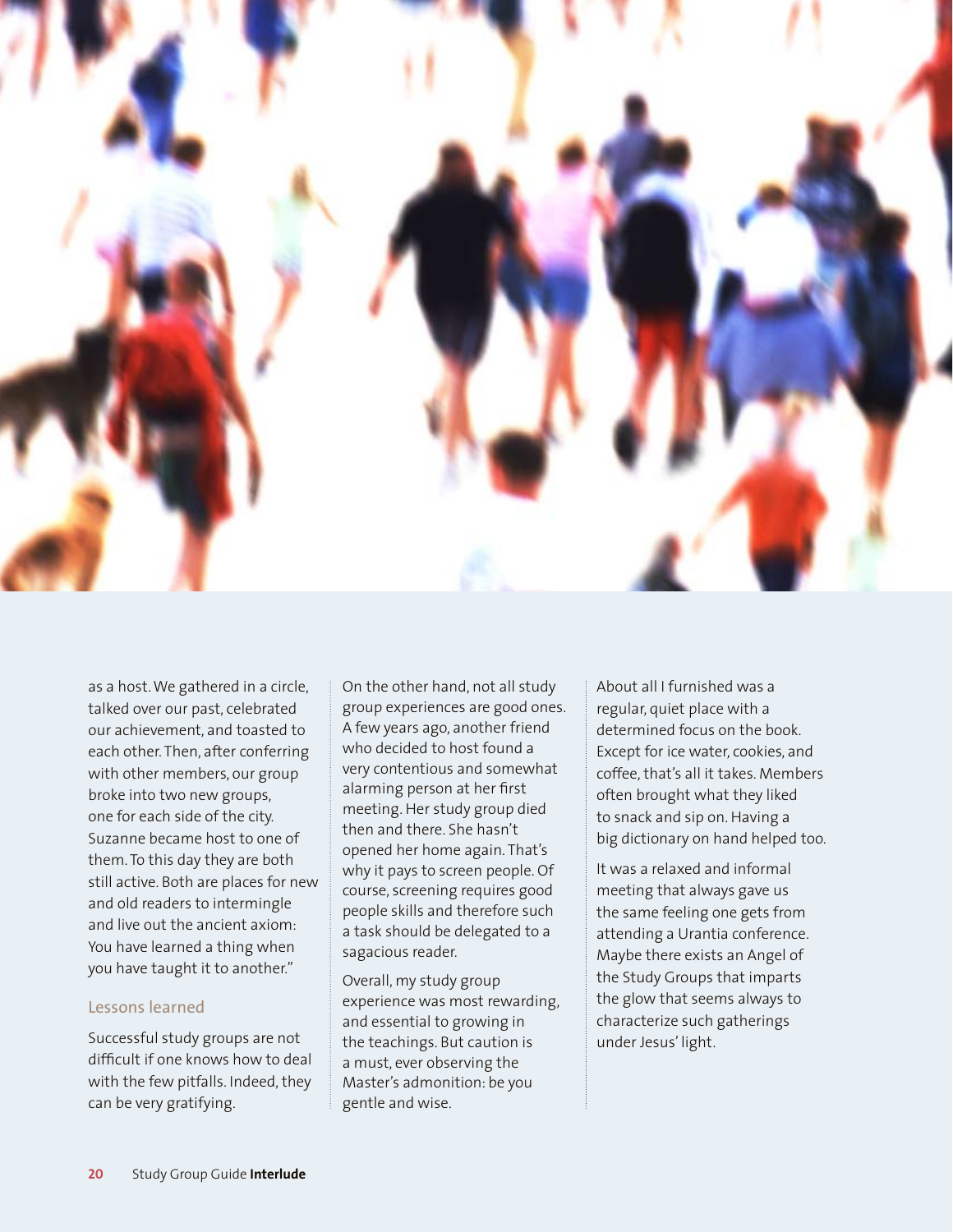as a host. We gathered in a circle, talked over our past, celebrated our achievement, and toasted to each other. Then, after conferring with other members, our group broke into two new groups, one for each side of the city. Suzanne became host to one of them. To this day they are both still active. Both are places for new and old readers to intermingle and live out the ancient axiom: You have learned a thing when you have taught it to another."

### Lessons learned

Successful study groups are not difficult if one knows how to deal with the few pitfalls. Indeed, they can be very gratifying.

On the other hand, not all study group experiences are good ones. A few years ago, another friend who decided to host found a very contentious and somewhat alarming person at her first meeting. Her study group died then and there. She hasn't opened her home again. That's why it pays to screen people. Of course, screening requires good people skills and therefore such a task should be delegated to a sagacious reader.

Overall, my study group experience was most rewarding, and essential to growing in the teachings. But caution is a must, ever observing the Master's admonition: be you gentle and wise.

About all I furnished was a regular, quiet place with a determined focus on the book. Except for ice water, cookies, and coffee, that's all it takes. Members often brought what they liked to snack and sip on. Having a big dictionary on hand helped too.

It was a relaxed and informal meeting that always gave us the same feeling one gets from attending a Urantia conference. Maybe there exists an Angel of the Study Groups that imparts the glow that seems always to characterize such gatherings under Jesus' light.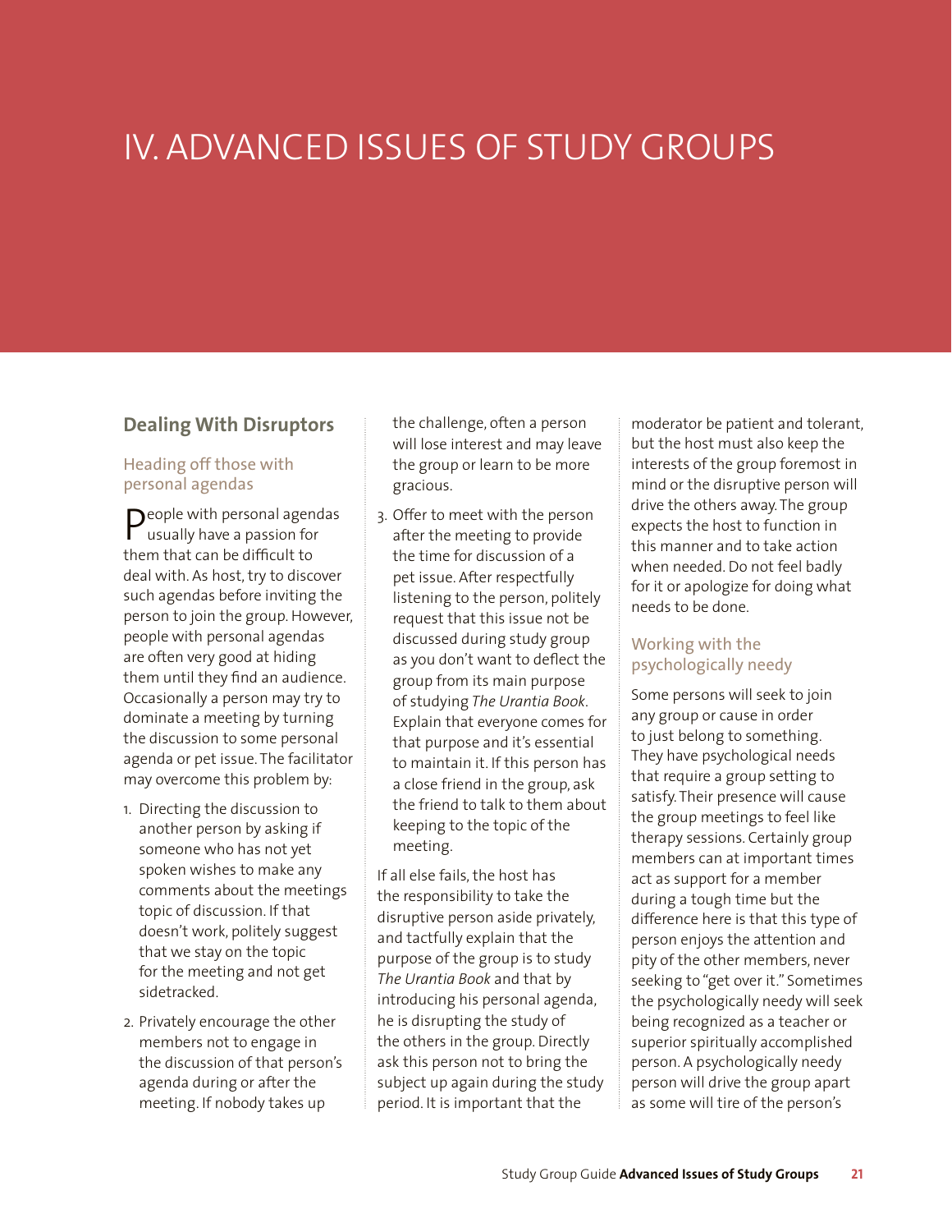# IV. ADVANCED ISSUES OF STUDY GROUPS

## Dealing With Disruptors

### Heading off those with personal agendas

People with personal agendas usually have a passion for them that can be difficult to deal with. As host, try to discover such agendas before inviting the person to join the group. However, people with personal agendas are often very good at hiding them until they find an audience. Occasionally a person may try to dominate a meeting by turning the discussion to some personal agenda or pet issue. The facilitator may overcome this problem by:

1. Directing the discussion to another person by asking if someone who has not yet spoken wishes to make any comments about the meetings topic of discussion. If that doesn't work, politely suggest that we stay on the topic for the meeting and not get sidetracked.
2. Privately encourage the other members not to engage in the discussion of that person's agenda during or after the meeting. If nobody takes up the challenge, often a person will lose interest and may leave the group or learn to be more gracious.
3. Offer to meet with the person after the meeting to provide the time for discussion of a pet issue. After respectfully listening to the person, politely request that this issue not be discussed during study group as you don't want to deflect the group from its main purpose of studying *The Urantia Book*. Explain that everyone comes for that purpose and it's essential to maintain it. If this person has a close friend in the group, ask the friend to talk to them about keeping to the topic of the meeting.

If all else fails, the host has the responsibility to take the disruptive person aside privately, and tactfully explain that the purpose of the group is to study *The Urantia Book* and that by introducing his personal agenda, he is disrupting the study of the others in the group. Directly ask this person not to bring the subject up again during the study period. It is important that the moderator be patient and tolerant, but the host must also keep the interests of the group foremost in mind or the disruptive person will drive the others away. The group expects the host to function in this manner and to take action when needed. Do not feel badly for it or apologize for doing what needs to be done.

### Working with the psychologically needy

Some persons will seek to join any group or cause in order to just belong to something. They have psychological needs that require a group setting to satisfy. Their presence will cause the group meetings to feel like therapy sessions. Certainly group members can at important times act as support for a member during a tough time but the difference here is that this type of person enjoys the attention and pity of the other members, never seeking to "get over it." Sometimes the psychologically needy will seek being recognized as a teacher or superior spiritually accomplished person. A psychologically needy person will drive the group apart as some will tire of the person's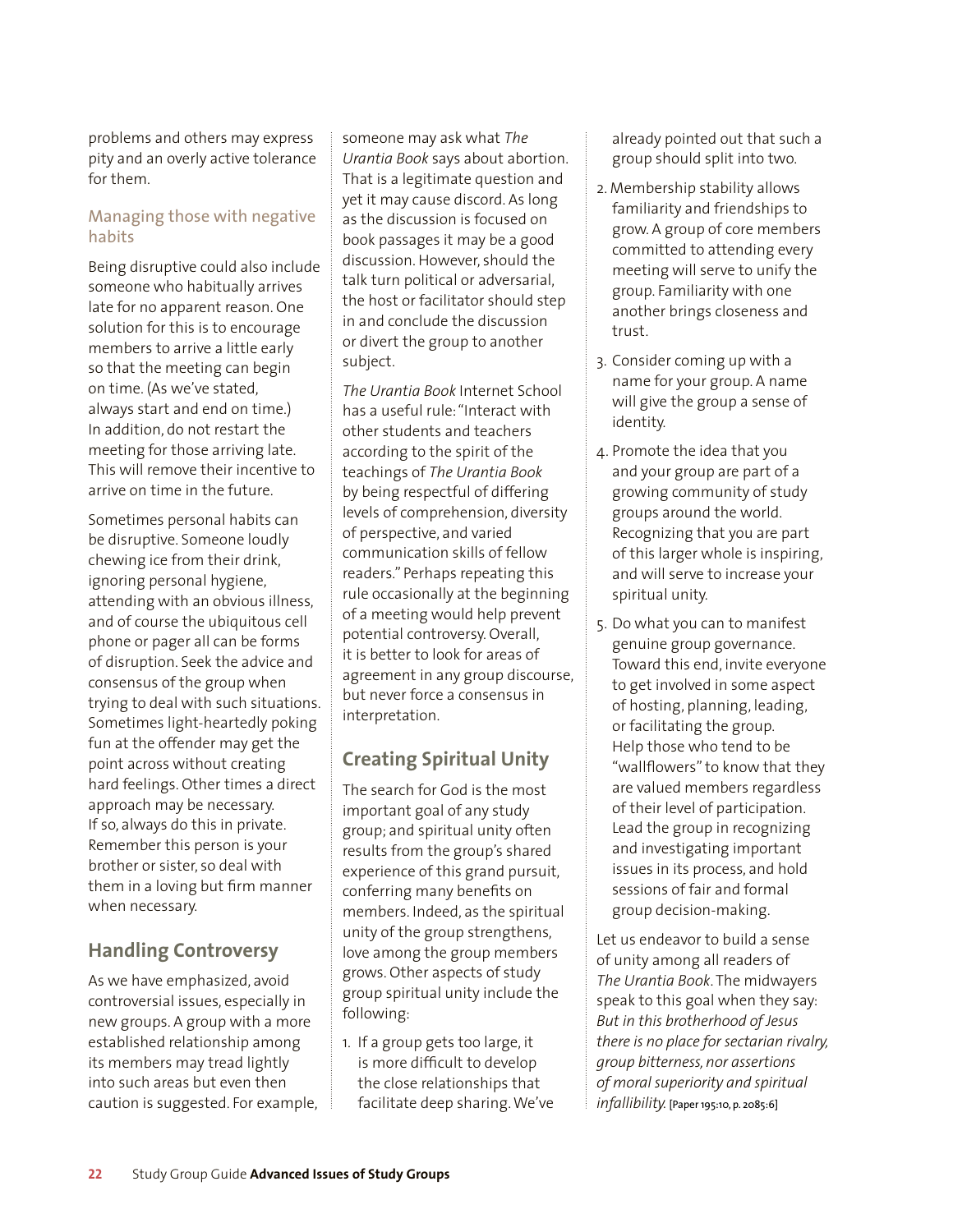problems and others may express pity and an overly active tolerance for them.

### Managing those with negative habits

Being disruptive could also include someone who habitually arrives late for no apparent reason. One solution for this is to encourage members to arrive a little early so that the meeting can begin on time. (As we've stated, always start and end on time.) In addition, do not restart the meeting for those arriving late. This will remove their incentive to arrive on time in the future.

Sometimes personal habits can be disruptive. Someone loudly chewing ice from their drink, ignoring personal hygiene, attending with an obvious illness, and of course the ubiquitous cell phone or pager all can be forms of disruption. Seek the advice and consensus of the group when trying to deal with such situations. Sometimes light-heartedly poking fun at the offender may get the point across without creating hard feelings. Other times a direct approach may be necessary. If so, always do this in private. Remember this person is your brother or sister, so deal with them in a loving but firm manner when necessary.

## Handling Controversy

As we have emphasized, avoid controversial issues, especially in new groups. A group with a more established relationship among its members may tread lightly into such areas but even then caution is suggested. For example, someone may ask what *The Urantia Book* says about abortion. That is a legitimate question and yet it may cause discord. As long as the discussion is focused on book passages it may be a good discussion. However, should the talk turn political or adversarial, the host or facilitator should step in and conclude the discussion or divert the group to another subject.

*The Urantia Book* Internet School has a useful rule: "Interact with other students and teachers according to the spirit of the teachings of *The Urantia Book* by being respectful of differing levels of comprehension, diversity of perspective, and varied communication skills of fellow readers." Perhaps repeating this rule occasionally at the beginning of a meeting would help prevent potential controversy. Overall, it is better to look for areas of agreement in any group discourse, but never force a consensus in interpretation.

## Creating Spiritual Unity

The search for God is the most important goal of any study group; and spiritual unity often results from the group's shared experience of this grand pursuit, conferring many benefits on members. Indeed, as the spiritual unity of the group strengthens, love among the group members grows. Other aspects of study group spiritual unity include the following:

1. If a group gets too large, it is more difficult to develop the close relationships that facilitate deep sharing. We've already pointed out that such a group should split into two.
2. Membership stability allows familiarity and friendships to grow. A group of core members committed to attending every meeting will serve to unify the group. Familiarity with one another brings closeness and trust.
3. Consider coming up with a name for your group. A name will give the group a sense of identity.
4. Promote the idea that you and your group are part of a growing community of study groups around the world. Recognizing that you are part of this larger whole is inspiring, and will serve to increase your spiritual unity.
5. Do what you can to manifest genuine group governance. Toward this end, invite everyone to get involved in some aspect of hosting, planning, leading, or facilitating the group. Help those who tend to be "wallflowers" to know that they are valued members regardless of their level of participation. Lead the group in recognizing and investigating important issues in its process, and hold sessions of fair and formal group decision-making.

Let us endeavor to build a sense of unity among all readers of *The Urantia Book*. The midwayers speak to this goal when they say: *But in this brotherhood of Jesus there is no place for sectarian rivalry, group bitterness, nor assertions of moral superiority and spiritual infallibility.* [Paper 195:10, p. 2085:6]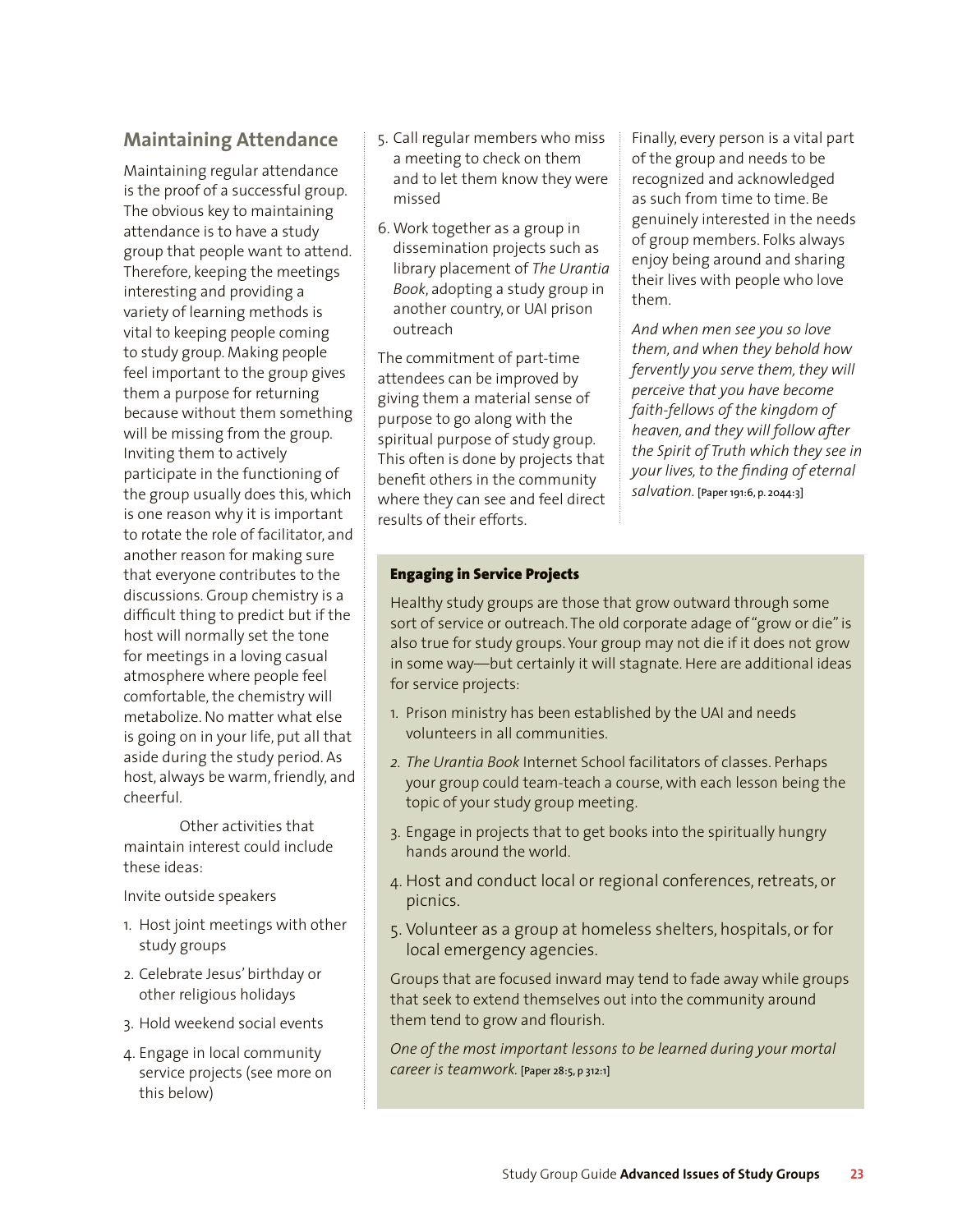## Maintaining Attendance

Maintaining regular attendance is the proof of a successful group. The obvious key to maintaining attendance is to have a study group that people want to attend. Therefore, keeping the meetings interesting and providing a variety of learning methods is vital to keeping people coming to study group. Making people feel important to the group gives them a purpose for returning because without them something will be missing from the group. Inviting them to actively participate in the functioning of the group usually does this, which is one reason why it is important to rotate the role of facilitator, and another reason for making sure that everyone contributes to the discussions. Group chemistry is a difficult thing to predict but if the host will normally set the tone for meetings in a loving casual atmosphere where people feel comfortable, the chemistry will metabolize. No matter what else is going on in your life, put all that aside during the study period. As host, always be warm, friendly, and cheerful.

Other activities that maintain interest could include these ideas:

Invite outside speakers

1. Host joint meetings with other study groups
2. Celebrate Jesus' birthday or other religious holidays
3. Hold weekend social events
4. Engage in local community service projects (see more on this below)
5. Call regular members who miss a meeting to check on them and to let them know they were missed
6. Work together as a group in dissemination projects such as library placement of *The Urantia Book*, adopting a study group in another country, or UAI prison outreach

The commitment of part-time attendees can be improved by giving them a material sense of purpose to go along with the spiritual purpose of study group. This often is done by projects that benefit others in the community where they can see and feel direct results of their efforts.

Finally, every person is a vital part of the group and needs to be recognized and acknowledged as such from time to time. Be genuinely interested in the needs of group members. Folks always enjoy being around and sharing their lives with people who love them.

*And when men see you so love them, and when they behold how fervently you serve them, they will perceive that you have become faith-fellows of the kingdom of heaven, and they will follow after the Spirit of Truth which they see in your lives, to the finding of eternal salvation.* [Paper 191:6, p. 2044:3]

### Engaging in Service Projects

Healthy study groups are those that grow outward through some sort of service or outreach. The old corporate adage of "grow or die" is also true for study groups. Your group may not die if it does not grow in some way—but certainly it will stagnate. Here are additional ideas for service projects:

1. Prison ministry has been established by the UAI and needs volunteers in all communities.
2. *The Urantia Book* Internet School facilitators of classes. Perhaps your group could team-teach a course, with each lesson being the topic of your study group meeting.
3. Engage in projects that to get books into the spiritually hungry hands around the world.
4. Host and conduct local or regional conferences, retreats, or picnics.
5. Volunteer as a group at homeless shelters, hospitals, or for local emergency agencies.

Groups that are focused inward may tend to fade away while groups that seek to extend themselves out into the community around them tend to grow and flourish.

*One of the most important lessons to be learned during your mortal career is teamwork.* [Paper 28:5, p 312:1]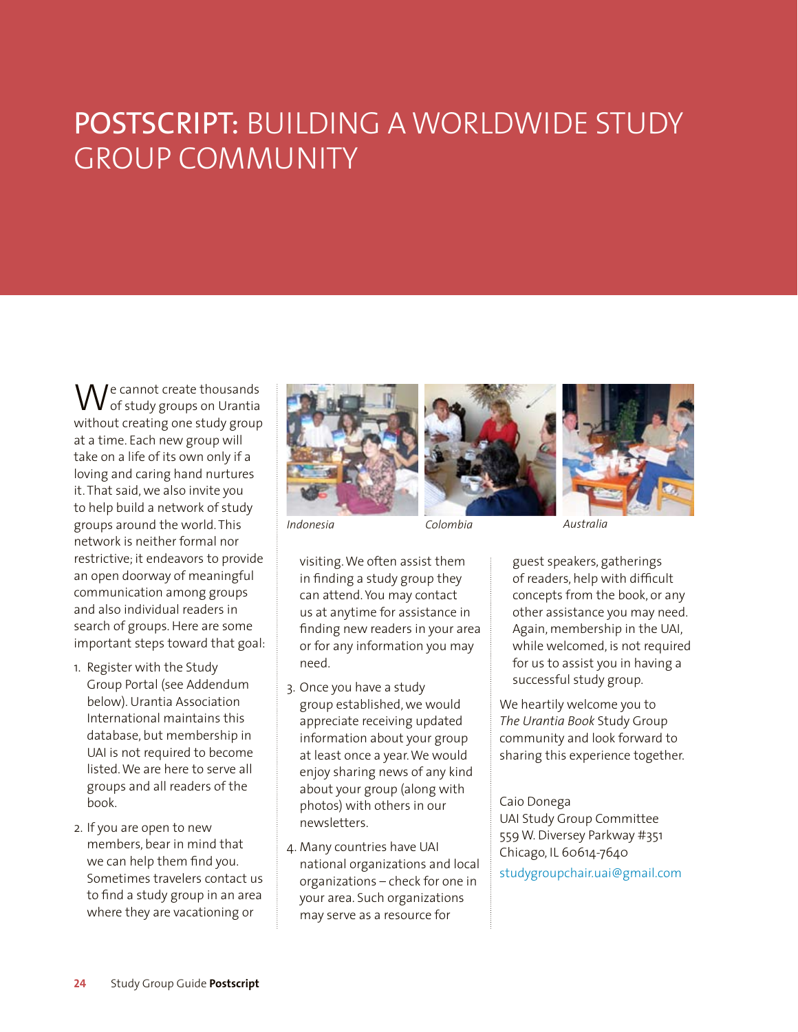# POSTSCRIPT: BUILDING A WORLDWIDE STUDY GROUP COMMUNITY

We cannot create thousands of study groups on Urantia without creating one study group at a time. Each new group will take on a life of its own only if a loving and caring hand nurtures it. That said, we also invite you to help build a network of study groups around the world. This network is neither formal nor restrictive; it endeavors to provide an open doorway of meaningful communication among groups and also individual readers in search of groups. Here are some important steps toward that goal:

1. Register with the Study Group Portal (see Addendum below). Urantia Association International maintains this database, but membership in UAI is not required to become listed. We are here to serve all groups and all readers of the book.
2. If you are open to new members, bear in mind that we can help them find you. Sometimes travelers contact us to find a study group in an area where they are vacationing or visiting. We often assist them in finding a study group they can attend. You may contact us at anytime for assistance in finding new readers in your area or for any information you may need.
3. Once you have a study group established, we would appreciate receiving updated information about your group at least once a year. We would enjoy sharing news of any kind about your group (along with photos) with others in our newsletters.
4. Many countries have UAI national organizations and local organizations – check for one in your area. Such organizations may serve as a resource for guest speakers, gatherings of readers, help with difficult concepts from the book, or any other assistance you may need. Again, membership in the UAI, while welcomed, is not required for us to assist you in having a successful study group.

*Indonesia* *Colombia* *Australia*

We heartily welcome you to *The Urantia Book* Study Group community and look forward to sharing this experience together.

Caio Donega
UAI Study Group Committee
559 W. Diversey Parkway #351
Chicago, IL 60614-7640
studygroupchair.uai@gmail.com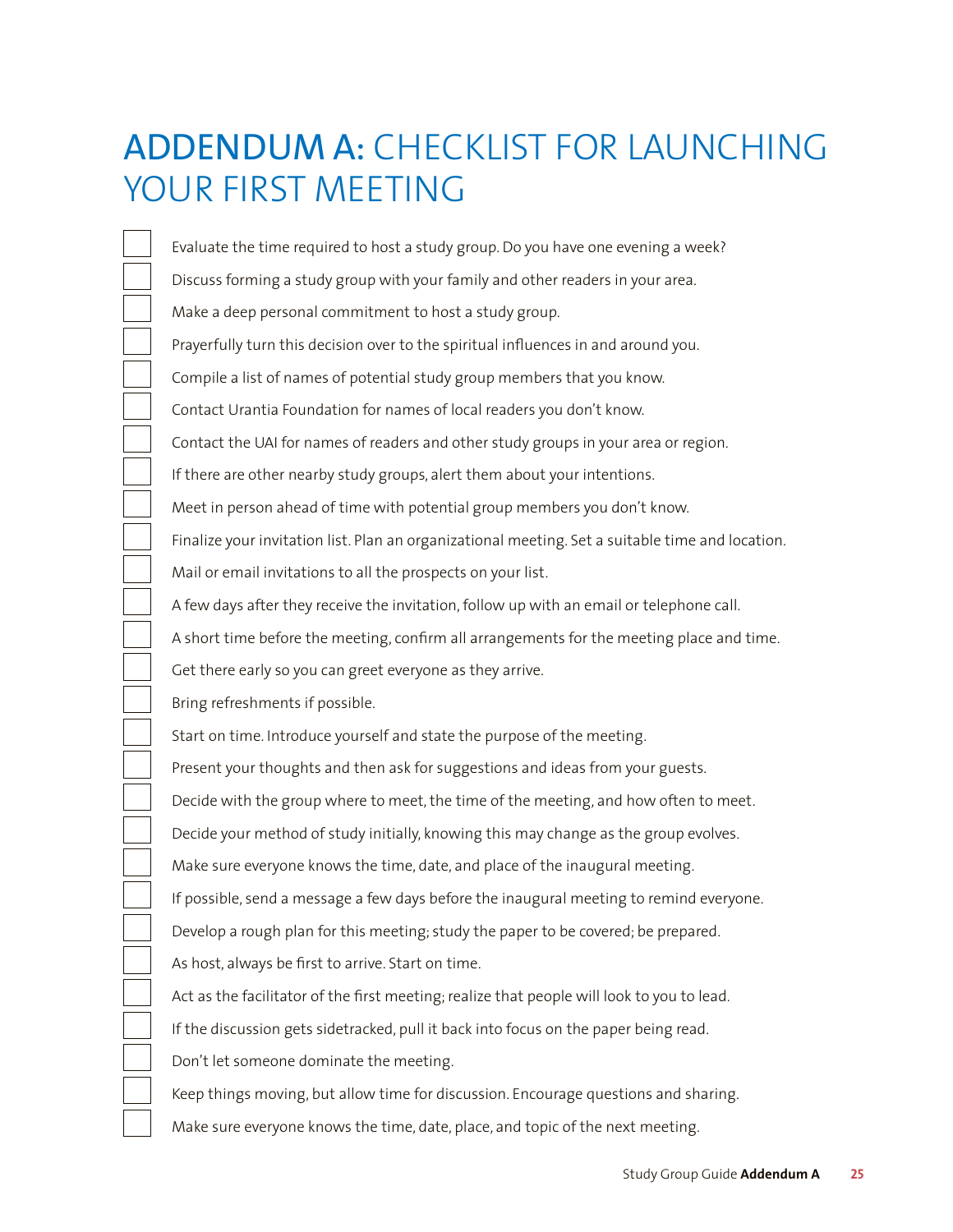# ADDENDUM A: CHECKLIST FOR LAUNCHING YOUR FIRST MEETING

- [ ] Evaluate the time required to host a study group. Do you have one evening a week?
- [ ] Discuss forming a study group with your family and other readers in your area.
- [ ] Make a deep personal commitment to host a study group.
- [ ] Prayerfully turn this decision over to the spiritual influences in and around you.
- [ ] Compile a list of names of potential study group members that you know.
- [ ] Contact Urantia Foundation for names of local readers you don't know.
- [ ] Contact the UAI for names of readers and other study groups in your area or region.
- [ ] If there are other nearby study groups, alert them about your intentions.
- [ ] Meet in person ahead of time with potential group members you don't know.
- [ ] Finalize your invitation list. Plan an organizational meeting. Set a suitable time and location.
- [ ] Mail or email invitations to all the prospects on your list.
- [ ] A few days after they receive the invitation, follow up with an email or telephone call.
- [ ] A short time before the meeting, confirm all arrangements for the meeting place and time.
- [ ] Get there early so you can greet everyone as they arrive.
- [ ] Bring refreshments if possible.
- [ ] Start on time. Introduce yourself and state the purpose of the meeting.
- [ ] Present your thoughts and then ask for suggestions and ideas from your guests.
- [ ] Decide with the group where to meet, the time of the meeting, and how often to meet.
- [ ] Decide your method of study initially, knowing this may change as the group evolves.
- [ ] Make sure everyone knows the time, date, and place of the inaugural meeting.
- [ ] If possible, send a message a few days before the inaugural meeting to remind everyone.
- [ ] Develop a rough plan for this meeting; study the paper to be covered; be prepared.
- [ ] As host, always be first to arrive. Start on time.
- [ ] Act as the facilitator of the first meeting; realize that people will look to you to lead.
- [ ] If the discussion gets sidetracked, pull it back into focus on the paper being read.
- [ ] Don't let someone dominate the meeting.
- [ ] Keep things moving, but allow time for discussion. Encourage questions and sharing.
- [ ] Make sure everyone knows the time, date, place, and topic of the next meeting.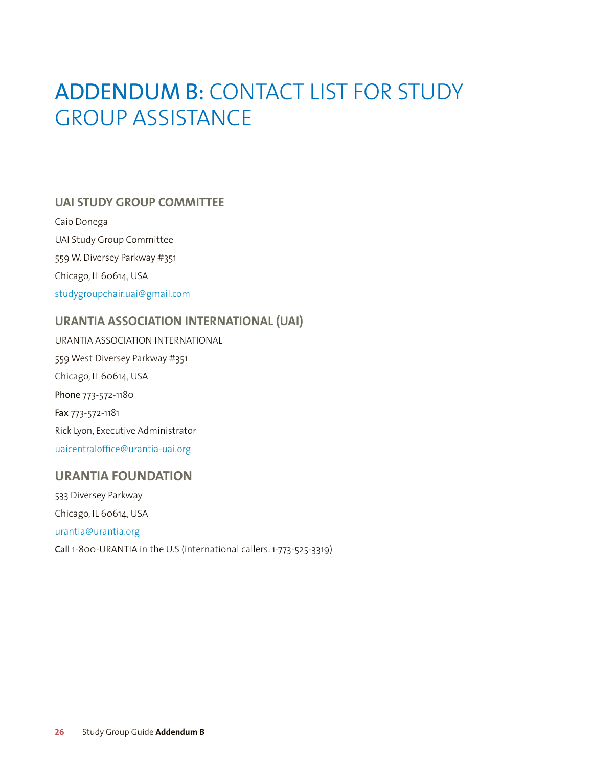# **ADDENDUM B:** CONTACT LIST FOR STUDY GROUP ASSISTANCE

## UAI STUDY GROUP COMMITTEE

Caio Donega

UAI Study Group Committee

559 W. Diversey Parkway #351

Chicago, IL 60614, USA

studygroupchair.uai@gmail.com

## URANTIA ASSOCIATION INTERNATIONAL (UAI)

URANTIA ASSOCIATION INTERNATIONAL

559 West Diversey Parkway #351

Chicago, IL 60614, USA

**Phone** 773-572-1180

**Fax** 773-572-1181

Rick Lyon, Executive Administrator

uaicentraloffice@urantia-uai.org

## URANTIA FOUNDATION

533 Diversey Parkway

Chicago, IL 60614, USA

urantia@urantia.org

**Call** 1-800-URANTIA in the U.S (international callers: 1-773-525-3319)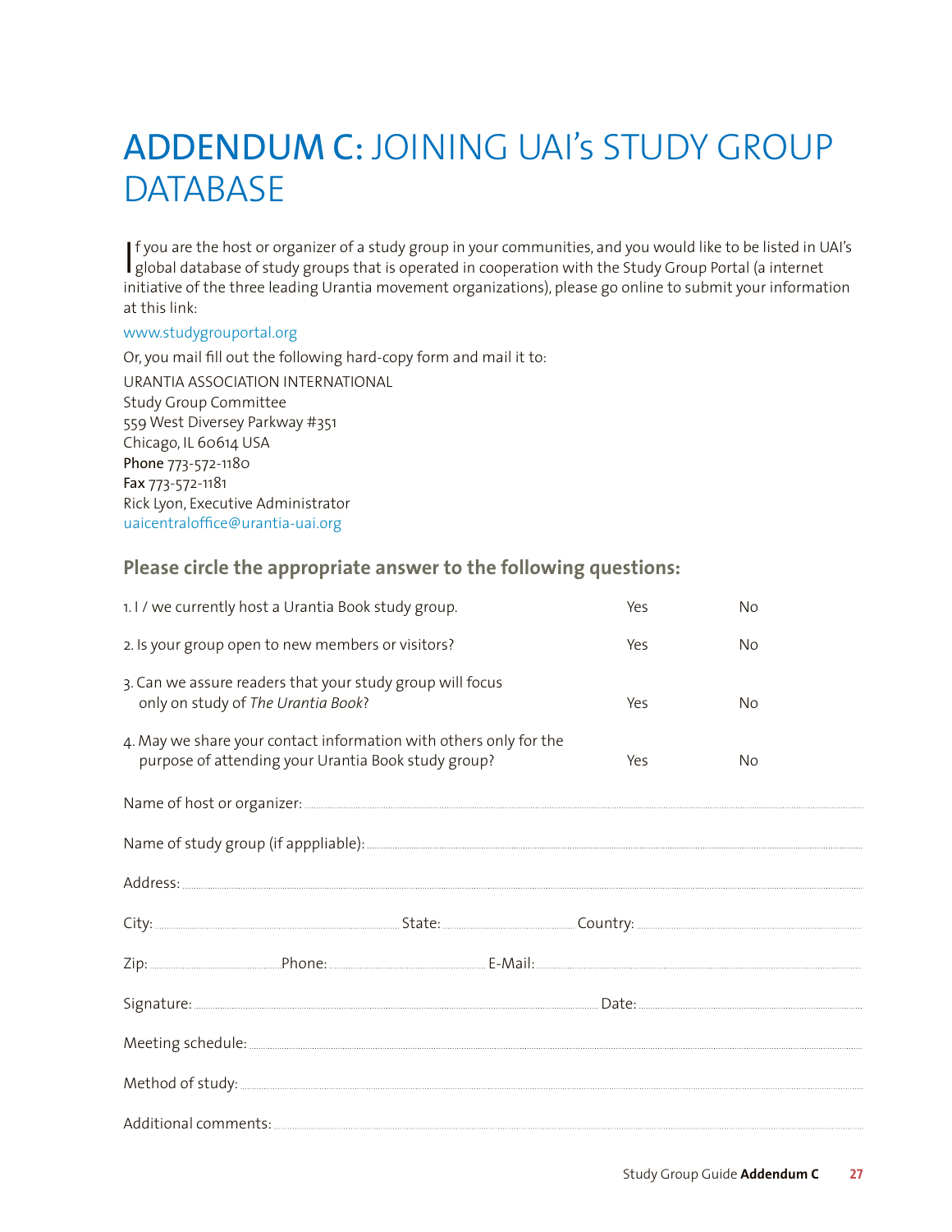# ADDENDUM C: JOINING UAI's STUDY GROUP DATABASE

If you are the host or organizer of a study group in your communities, and you would like to be listed in UAI's global database of study groups that is operated in cooperation with the Study Group Portal (a internet initiative of the three leading Urantia movement organizations), please go online to submit your information at this link:

www.studygroupportal.org

Or, you mail fill out the following hard-copy form and mail it to:

URANTIA ASSOCIATION INTERNATIONAL
Study Group Committee
559 West Diversey Parkway #351
Chicago, IL 60614 USA
**Phone** 773-572-1180
**Fax** 773-572-1181
Rick Lyon, Executive Administrator
uaicentraloffice@urantia-uai.org

## Please circle the appropriate answer to the following questions:

| | | |
|---|---|---|
| 1. I / we currently host a Urantia Book study group. | Yes | No |
| 2. Is your group open to new members or visitors? | Yes | No |
| 3. Can we assure readers that your study group will focus only on study of *The Urantia Book*? | Yes | No |
| 4. May we share your contact information with others only for the purpose of attending your Urantia Book study group? | Yes | No |

Name of host or organizer: ..........

Name of study group (if apppliable): ..........

Address: ..........

City: .......... State: .......... Country: ..........

Zip: .......... Phone: .......... E-Mail: ..........

Signature: .......... Date: ..........

Meeting schedule: ..........

Method of study: ..........

Additional comments: ..........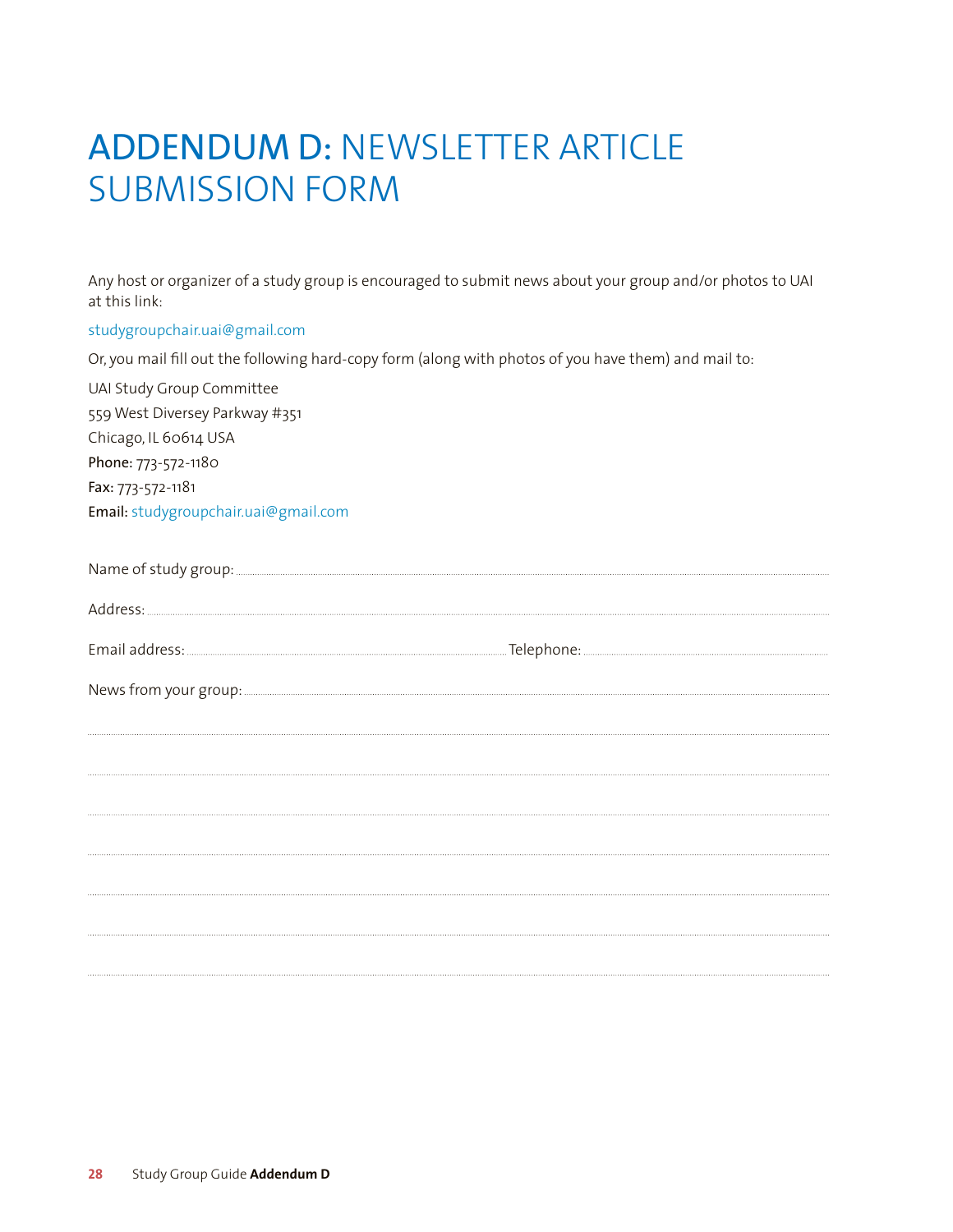# ADDENDUM D: NEWSLETTER ARTICLE SUBMISSION FORM

Any host or organizer of a study group is encouraged to submit news about your group and/or photos to UAI at this link:

studygroupchair.uai@gmail.com

Or, you mail fill out the following hard-copy form (along with photos of you have them) and mail to:

UAI Study Group Committee
559 West Diversey Parkway #351
Chicago, IL 60614 USA
**Phone:** 773-572-1180
**Fax:** 773-572-1181
**Email:** studygroupchair.uai@gmail.com

Name of study group: ..............................................................................................................

Address: ..............................................................................................................

Email address: .............................................................. Telephone: ..............................................................

News from your group: ..............................................................................................................

..............................................................................................................

..............................................................................................................

..............................................................................................................

..............................................................................................................

..............................................................................................................

..............................................................................................................

..............................................................................................................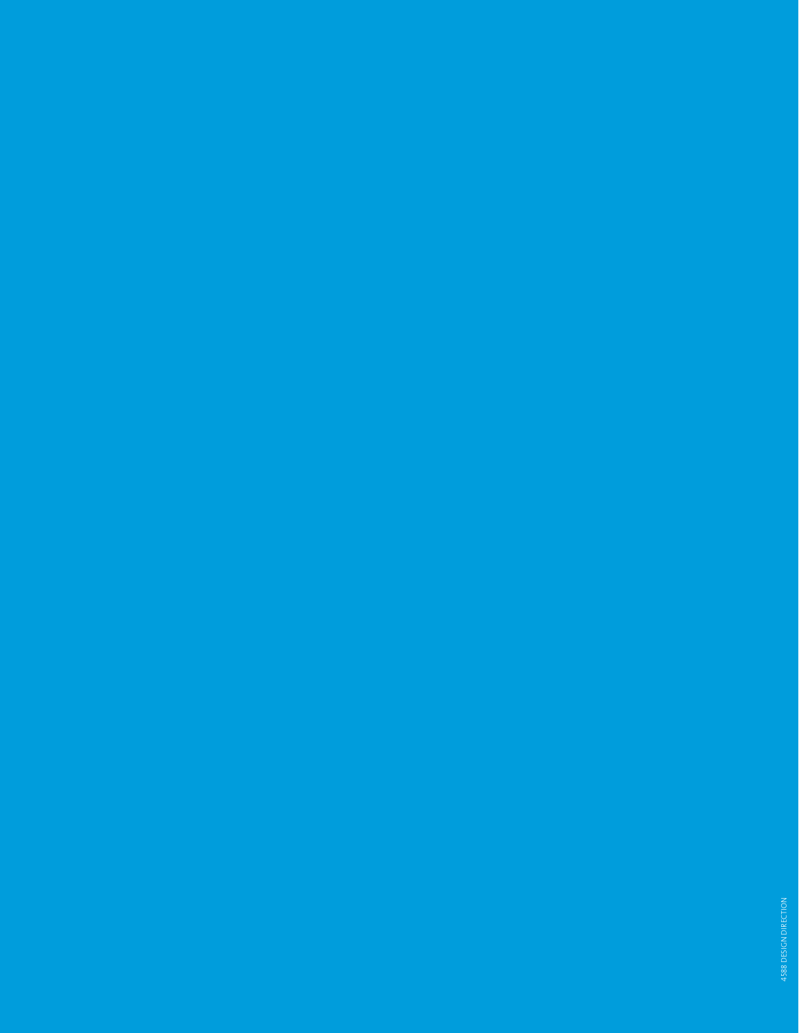4588 DESIGN DIRECTION